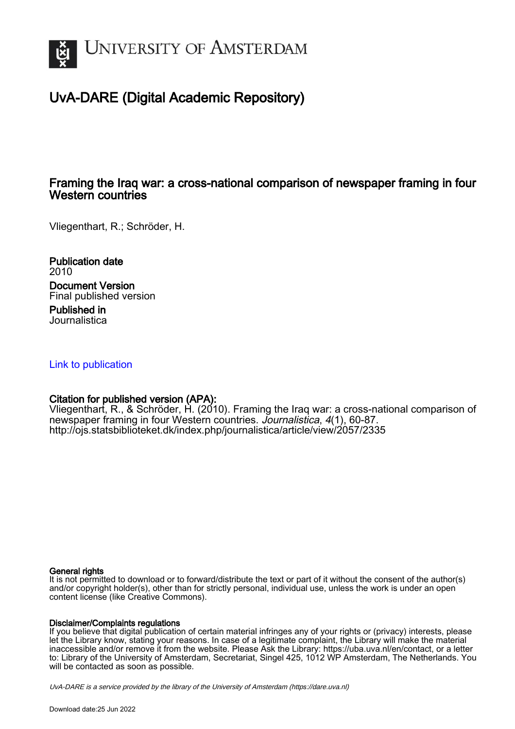# University of Amsterdam

## UvA-DARE (Digital Academic Repository)

### Framing the Iraq war: a cross-national comparison of newspaper framing in four Western countries

Vliegenthart, R.; Schröder, H.

**Publication date**
2010

**Document Version**
Final published version

**Published in**
Journalistica

Link to publication

**Citation for published version (APA):**
Vliegenthart, R., & Schröder, H. (2010). Framing the Iraq war: a cross-national comparison of newspaper framing in four Western countries. *Journalistica*, *4*(1), 60-87. http://ojs.statsbiblioteket.dk/index.php/journalistica/article/view/2057/2335

**General rights**
It is not permitted to download or to forward/distribute the text or part of it without the consent of the author(s) and/or copyright holder(s), other than for strictly personal, individual use, unless the work is under an open content license (like Creative Commons).

**Disclaimer/Complaints regulations**
If you believe that digital publication of certain material infringes any of your rights or (privacy) interests, please let the Library know, stating your reasons. In case of a legitimate complaint, the Library will make the material inaccessible and/or remove it from the website. Please Ask the Library: https://uba.uva.nl/en/contact, or a letter to: Library of the University of Amsterdam, Secretariat, Singel 425, 1012 WP Amsterdam, The Netherlands. You will be contacted as soon as possible.

*UvA-DARE is a service provided by the library of the University of Amsterdam (https://dare.uva.nl)*

Download date:25 Jun 2022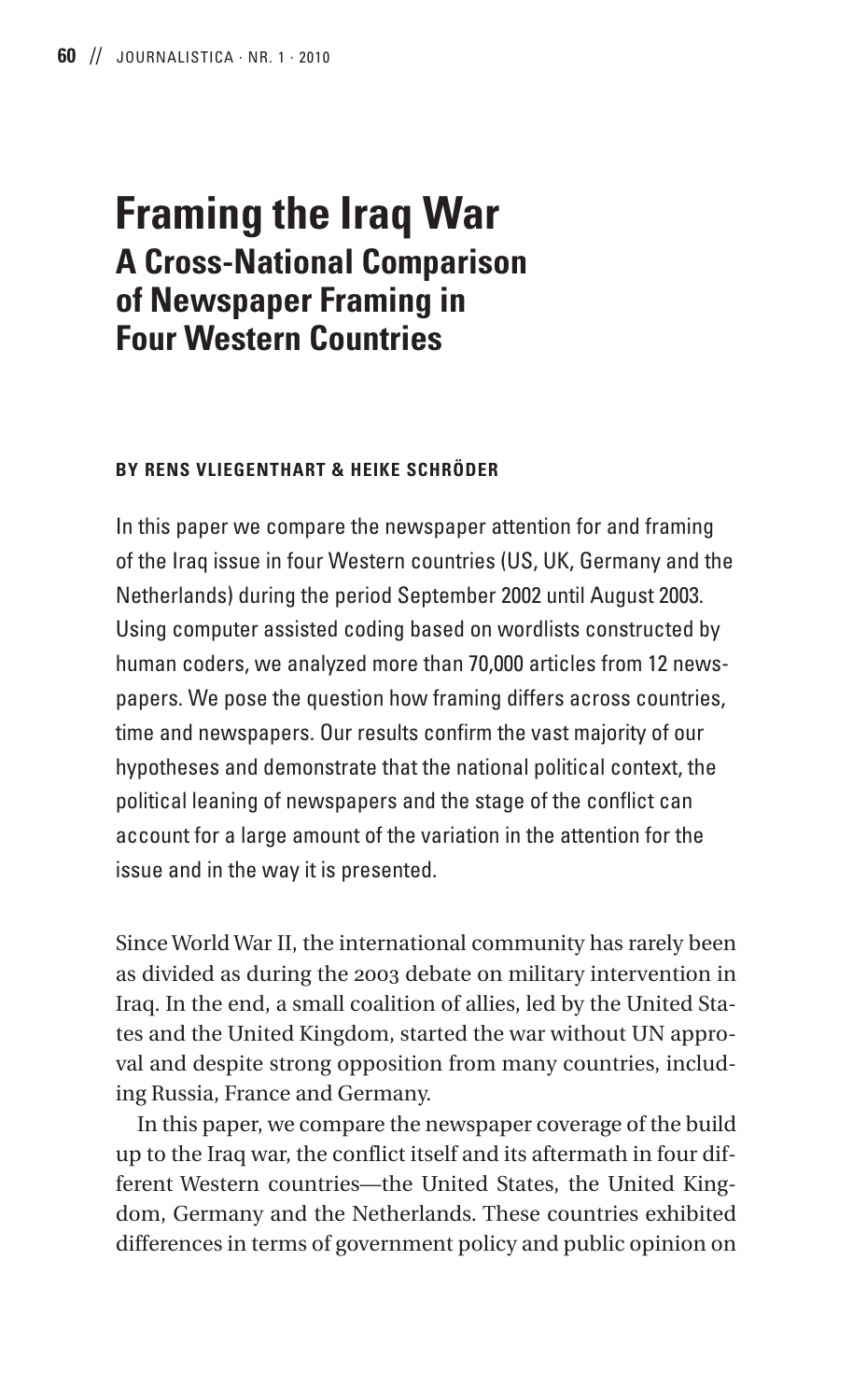# Framing the Iraq War
## A Cross-National Comparison of Newspaper Framing in Four Western Countries

**BY RENS VLIEGENTHART & HEIKE SCHRÖDER**

In this paper we compare the newspaper attention for and framing of the Iraq issue in four Western countries (US, UK, Germany and the Netherlands) during the period September 2002 until August 2003. Using computer assisted coding based on wordlists constructed by human coders, we analyzed more than 70,000 articles from 12 newspapers. We pose the question how framing differs across countries, time and newspapers. Our results confirm the vast majority of our hypotheses and demonstrate that the national political context, the political leaning of newspapers and the stage of the conflict can account for a large amount of the variation in the attention for the issue and in the way it is presented.

Since World War II, the international community has rarely been as divided as during the 2003 debate on military intervention in Iraq. In the end, a small coalition of allies, led by the United States and the United Kingdom, started the war without UN approval and despite strong opposition from many countries, including Russia, France and Germany.

In this paper, we compare the newspaper coverage of the build up to the Iraq war, the conflict itself and its aftermath in four different Western countries—the United States, the United Kingdom, Germany and the Netherlands. These countries exhibited differences in terms of government policy and public opinion on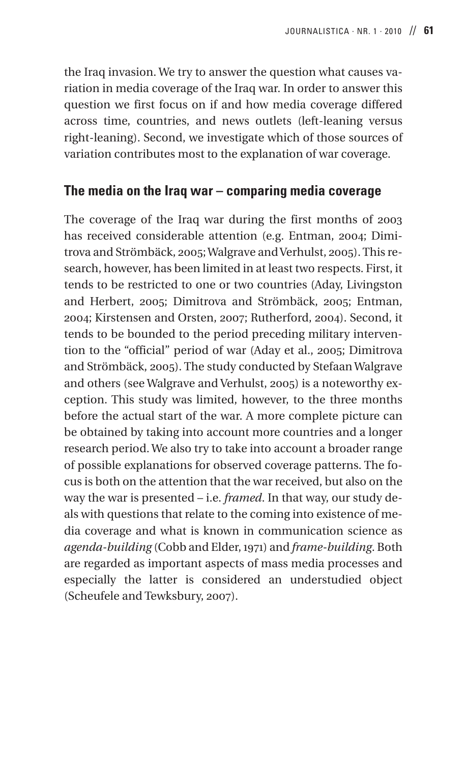the Iraq invasion. We try to answer the question what causes variation in media coverage of the Iraq war. In order to answer this question we first focus on if and how media coverage differed across time, countries, and news outlets (left-leaning versus right-leaning). Second, we investigate which of those sources of variation contributes most to the explanation of war coverage.

## The media on the Iraq war – comparing media coverage

The coverage of the Iraq war during the first months of 2003 has received considerable attention (e.g. Entman, 2004; Dimitrova and Strömbäck, 2005; Walgrave and Verhulst, 2005). This research, however, has been limited in at least two respects. First, it tends to be restricted to one or two countries (Aday, Livingston and Herbert, 2005; Dimitrova and Strömbäck, 2005; Entman, 2004; Kirstensen and Orsten, 2007; Rutherford, 2004). Second, it tends to be bounded to the period preceding military intervention to the "official" period of war (Aday et al., 2005; Dimitrova and Strömbäck, 2005). The study conducted by Stefaan Walgrave and others (see Walgrave and Verhulst, 2005) is a noteworthy exception. This study was limited, however, to the three months before the actual start of the war. A more complete picture can be obtained by taking into account more countries and a longer research period. We also try to take into account a broader range of possible explanations for observed coverage patterns. The focus is both on the attention that the war received, but also on the way the war is presented – i.e. *framed*. In that way, our study deals with questions that relate to the coming into existence of media coverage and what is known in communication science as *agenda-building* (Cobb and Elder, 1971) and *frame-building*. Both are regarded as important aspects of mass media processes and especially the latter is considered an understudied object (Scheufele and Tewksbury, 2007).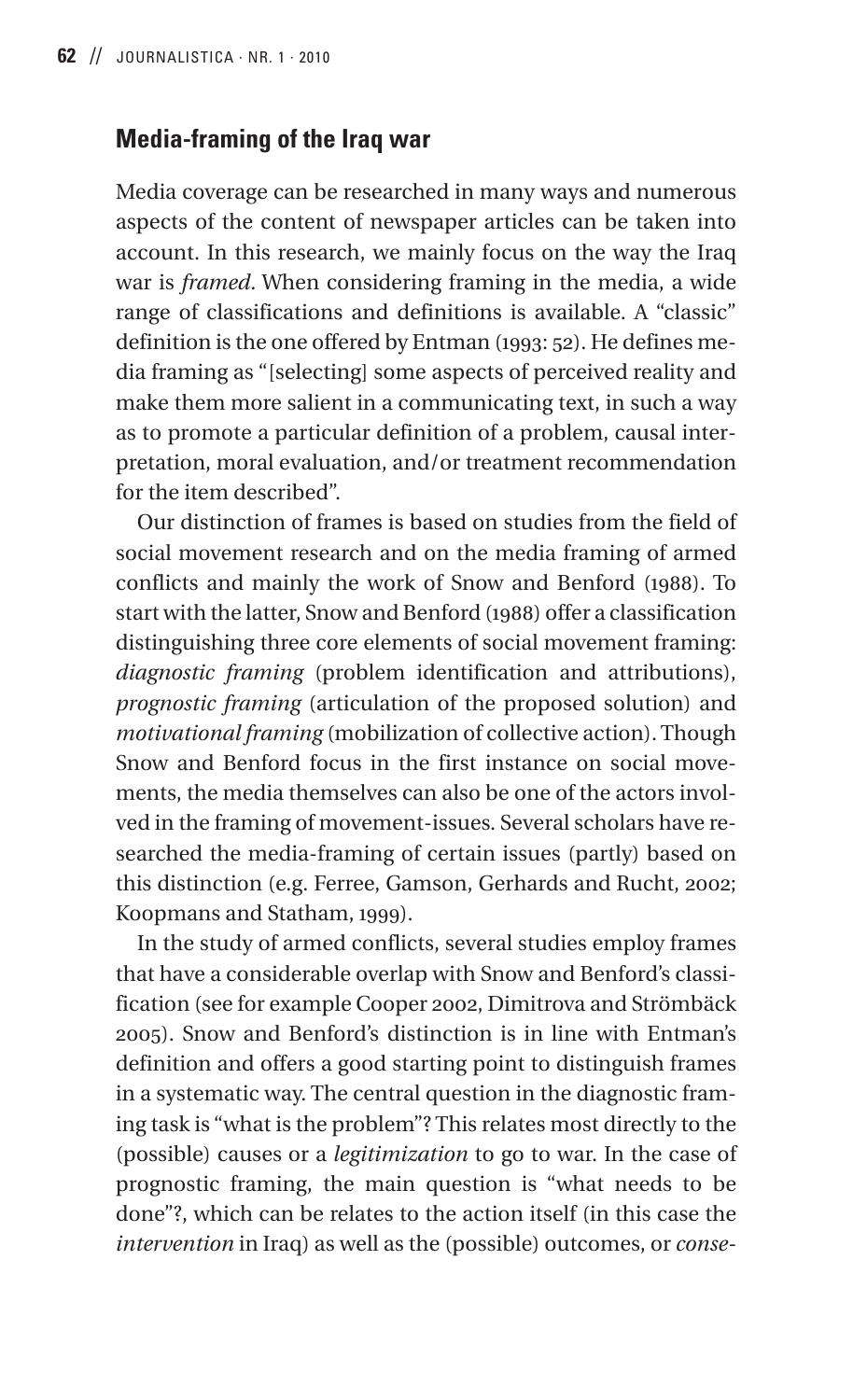## Media-framing of the Iraq war

Media coverage can be researched in many ways and numerous aspects of the content of newspaper articles can be taken into account. In this research, we mainly focus on the way the Iraq war is *framed*. When considering framing in the media, a wide range of classifications and definitions is available. A "classic" definition is the one offered by Entman (1993: 52). He defines media framing as "[selecting] some aspects of perceived reality and make them more salient in a communicating text, in such a way as to promote a particular definition of a problem, causal interpretation, moral evaluation, and/or treatment recommendation for the item described".

Our distinction of frames is based on studies from the field of social movement research and on the media framing of armed conflicts and mainly the work of Snow and Benford (1988). To start with the latter, Snow and Benford (1988) offer a classification distinguishing three core elements of social movement framing: *diagnostic framing* (problem identification and attributions), *prognostic framing* (articulation of the proposed solution) and *motivational framing* (mobilization of collective action). Though Snow and Benford focus in the first instance on social movements, the media themselves can also be one of the actors involved in the framing of movement-issues. Several scholars have researched the media-framing of certain issues (partly) based on this distinction (e.g. Ferree, Gamson, Gerhards and Rucht, 2002; Koopmans and Statham, 1999).

In the study of armed conflicts, several studies employ frames that have a considerable overlap with Snow and Benford's classification (see for example Cooper 2002, Dimitrova and Strömbäck 2005). Snow and Benford's distinction is in line with Entman's definition and offers a good starting point to distinguish frames in a systematic way. The central question in the diagnostic framing task is "what is the problem"? This relates most directly to the (possible) causes or a *legitimization* to go to war. In the case of prognostic framing, the main question is "what needs to be done"?, which can be relates to the action itself (in this case the *intervention* in Iraq) as well as the (possible) outcomes, or *conse-*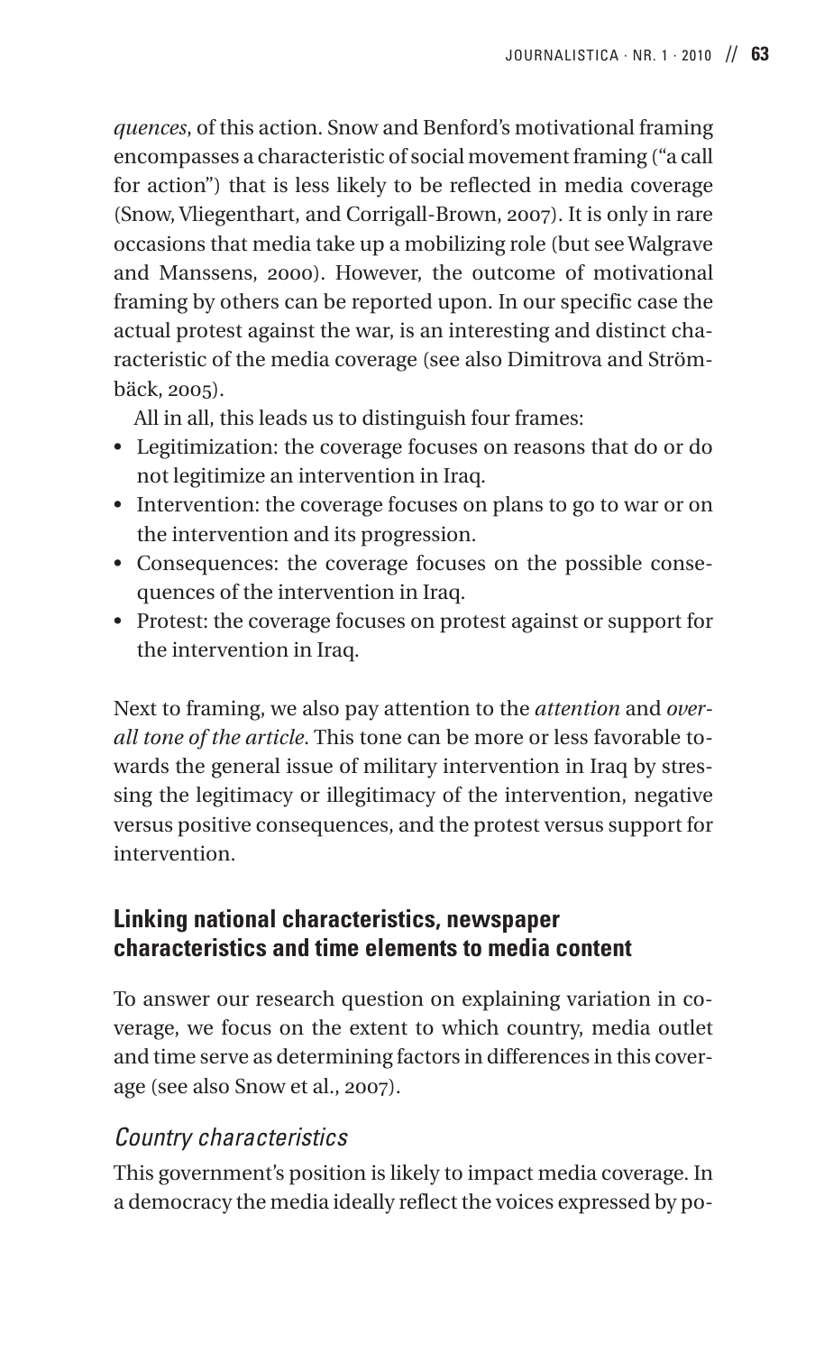*quences*, of this action. Snow and Benford's motivational framing encompasses a characteristic of social movement framing ("a call for action") that is less likely to be reflected in media coverage (Snow, Vliegenthart, and Corrigall-Brown, 2007). It is only in rare occasions that media take up a mobilizing role (but see Walgrave and Manssens, 2000). However, the outcome of motivational framing by others can be reported upon. In our specific case the actual protest against the war, is an interesting and distinct characteristic of the media coverage (see also Dimitrova and Strömbäck, 2005).

All in all, this leads us to distinguish four frames:

- Legitimization: the coverage focuses on reasons that do or do not legitimize an intervention in Iraq.
- Intervention: the coverage focuses on plans to go to war or on the intervention and its progression.
- Consequences: the coverage focuses on the possible consequences of the intervention in Iraq.
- Protest: the coverage focuses on protest against or support for the intervention in Iraq.

Next to framing, we also pay attention to the *attention* and *overall tone of the article*. This tone can be more or less favorable towards the general issue of military intervention in Iraq by stressing the legitimacy or illegitimacy of the intervention, negative versus positive consequences, and the protest versus support for intervention.

## Linking national characteristics, newspaper characteristics and time elements to media content

To answer our research question on explaining variation in coverage, we focus on the extent to which country, media outlet and time serve as determining factors in differences in this coverage (see also Snow et al., 2007).

### *Country characteristics*

This government's position is likely to impact media coverage. In a democracy the media ideally reflect the voices expressed by po-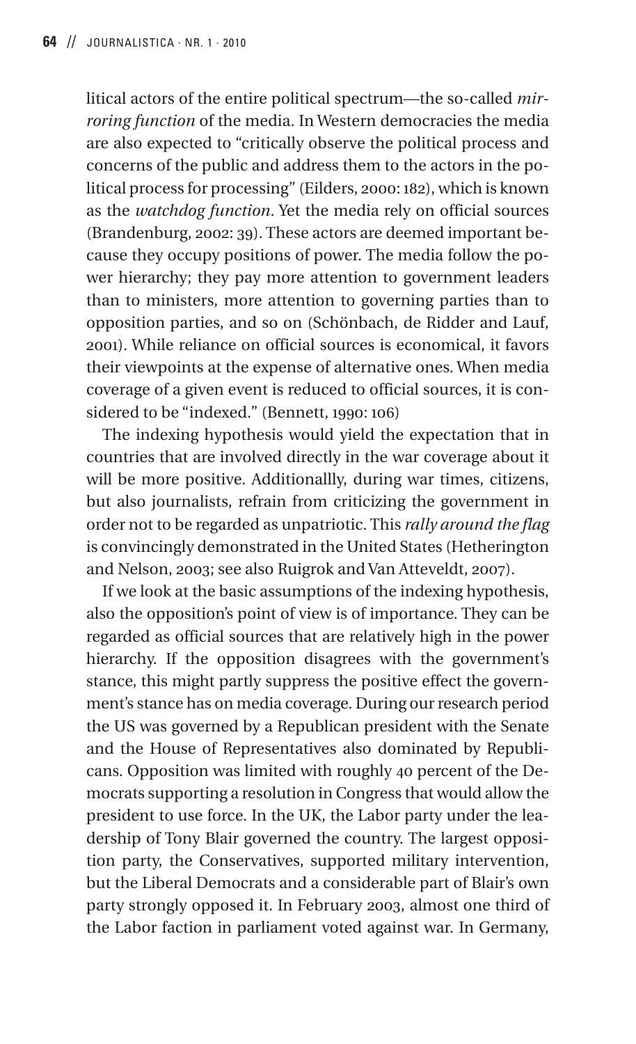litical actors of the entire political spectrum—the so-called *mirroring function* of the media. In Western democracies the media are also expected to "critically observe the political process and concerns of the public and address them to the actors in the political process for processing" (Eilders, 2000: 182), which is known as the *watchdog function*. Yet the media rely on official sources (Brandenburg, 2002: 39). These actors are deemed important because they occupy positions of power. The media follow the power hierarchy; they pay more attention to government leaders than to ministers, more attention to governing parties than to opposition parties, and so on (Schönbach, de Ridder and Lauf, 2001). While reliance on official sources is economical, it favors their viewpoints at the expense of alternative ones. When media coverage of a given event is reduced to official sources, it is considered to be "indexed." (Bennett, 1990: 106)

The indexing hypothesis would yield the expectation that in countries that are involved directly in the war coverage about it will be more positive. Additionallly, during war times, citizens, but also journalists, refrain from criticizing the government in order not to be regarded as unpatriotic. This *rally around the flag* is convincingly demonstrated in the United States (Hetherington and Nelson, 2003; see also Ruigrok and Van Atteveldt, 2007).

If we look at the basic assumptions of the indexing hypothesis, also the opposition's point of view is of importance. They can be regarded as official sources that are relatively high in the power hierarchy. If the opposition disagrees with the government's stance, this might partly suppress the positive effect the government's stance has on media coverage. During our research period the US was governed by a Republican president with the Senate and the House of Representatives also dominated by Republicans. Opposition was limited with roughly 40 percent of the Democrats supporting a resolution in Congress that would allow the president to use force. In the UK, the Labor party under the leadership of Tony Blair governed the country. The largest opposition party, the Conservatives, supported military intervention, but the Liberal Democrats and a considerable part of Blair's own party strongly opposed it. In February 2003, almost one third of the Labor faction in parliament voted against war. In Germany,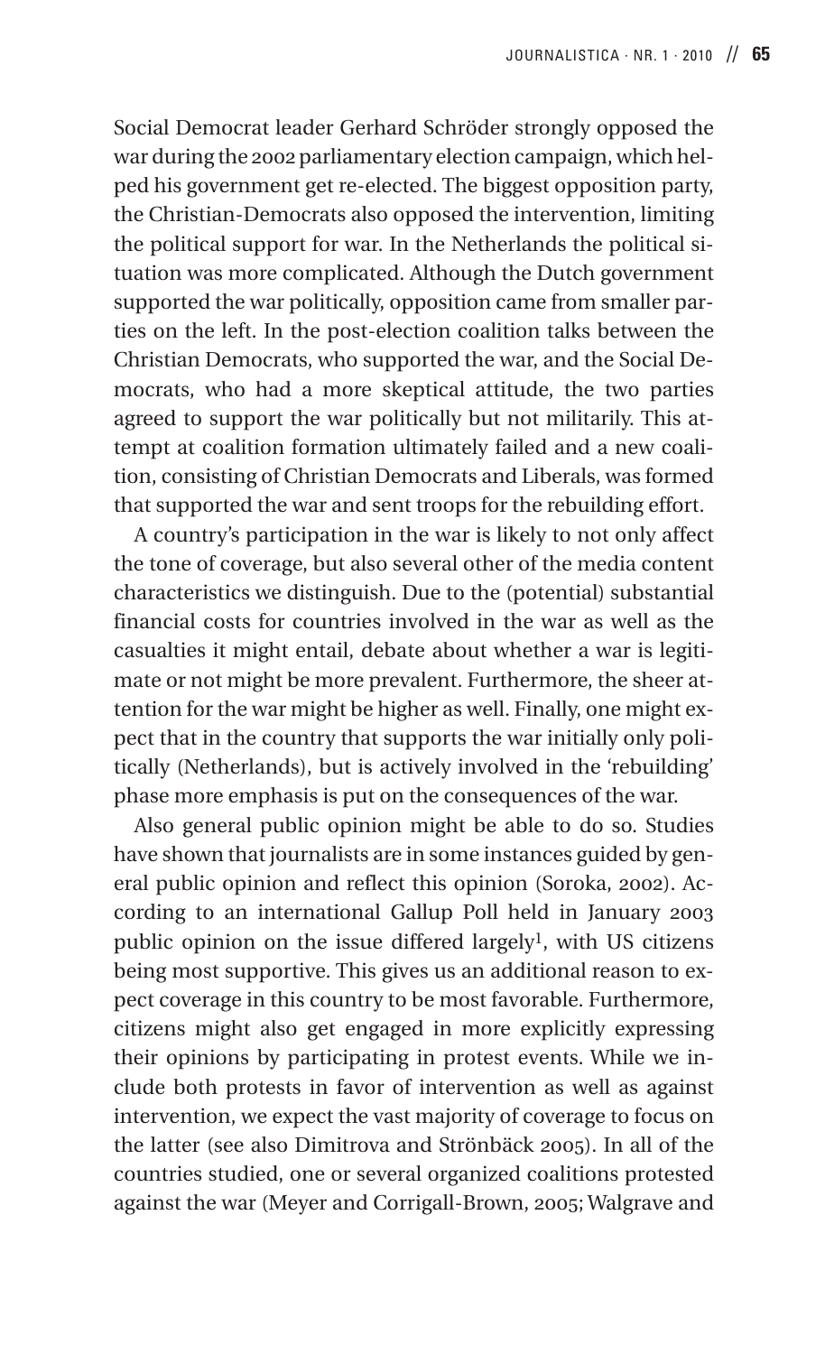Social Democrat leader Gerhard Schröder strongly opposed the war during the 2002 parliamentary election campaign, which helped his government get re-elected. The biggest opposition party, the Christian-Democrats also opposed the intervention, limiting the political support for war. In the Netherlands the political situation was more complicated. Although the Dutch government supported the war politically, opposition came from smaller parties on the left. In the post-election coalition talks between the Christian Democrats, who supported the war, and the Social Democrats, who had a more skeptical attitude, the two parties agreed to support the war politically but not militarily. This attempt at coalition formation ultimately failed and a new coalition, consisting of Christian Democrats and Liberals, was formed that supported the war and sent troops for the rebuilding effort.

A country's participation in the war is likely to not only affect the tone of coverage, but also several other of the media content characteristics we distinguish. Due to the (potential) substantial financial costs for countries involved in the war as well as the casualties it might entail, debate about whether a war is legitimate or not might be more prevalent. Furthermore, the sheer attention for the war might be higher as well. Finally, one might expect that in the country that supports the war initially only politically (Netherlands), but is actively involved in the 'rebuilding' phase more emphasis is put on the consequences of the war.

Also general public opinion might be able to do so. Studies have shown that journalists are in some instances guided by general public opinion and reflect this opinion (Soroka, 2002). According to an international Gallup Poll held in January 2003 public opinion on the issue differed largely[1], with US citizens being most supportive. This gives us an additional reason to expect coverage in this country to be most favorable. Furthermore, citizens might also get engaged in more explicitly expressing their opinions by participating in protest events. While we include both protests in favor of intervention as well as against intervention, we expect the vast majority of coverage to focus on the latter (see also Dimitrova and Strönbäck 2005). In all of the countries studied, one or several organized coalitions protested against the war (Meyer and Corrigall-Brown, 2005; Walgrave and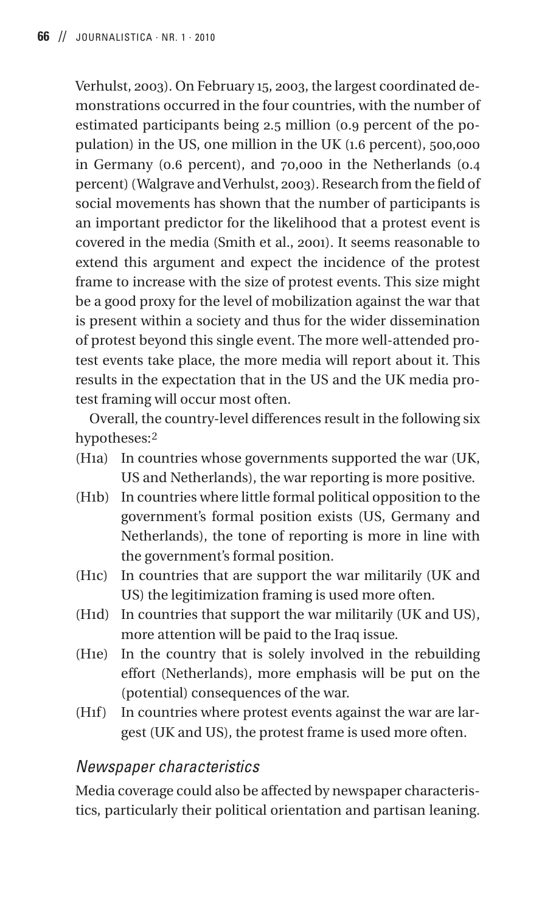Verhulst, 2003). On February 15, 2003, the largest coordinated demonstrations occurred in the four countries, with the number of estimated participants being 2.5 million (0.9 percent of the population) in the US, one million in the UK (1.6 percent), 500,000 in Germany (0.6 percent), and 70,000 in the Netherlands (0.4 percent) (Walgrave and Verhulst, 2003). Research from the field of social movements has shown that the number of participants is an important predictor for the likelihood that a protest event is covered in the media (Smith et al., 2001). It seems reasonable to extend this argument and expect the incidence of the protest frame to increase with the size of protest events. This size might be a good proxy for the level of mobilization against the war that is present within a society and thus for the wider dissemination of protest beyond this single event. The more well-attended protest events take place, the more media will report about it. This results in the expectation that in the US and the UK media protest framing will occur most often.

Overall, the country-level differences result in the following six hypotheses:[2]

- (H1a) In countries whose governments supported the war (UK, US and Netherlands), the war reporting is more positive.
- (H1b) In countries where little formal political opposition to the government's formal position exists (US, Germany and Netherlands), the tone of reporting is more in line with the government's formal position.
- (H1c) In countries that are support the war militarily (UK and US) the legitimization framing is used more often.
- (H1d) In countries that support the war militarily (UK and US), more attention will be paid to the Iraq issue.
- (H1e) In the country that is solely involved in the rebuilding effort (Netherlands), more emphasis will be put on the (potential) consequences of the war.
- (H1f) In countries where protest events against the war are largest (UK and US), the protest frame is used more often.

### *Newspaper characteristics*

Media coverage could also be affected by newspaper characteristics, particularly their political orientation and partisan leaning.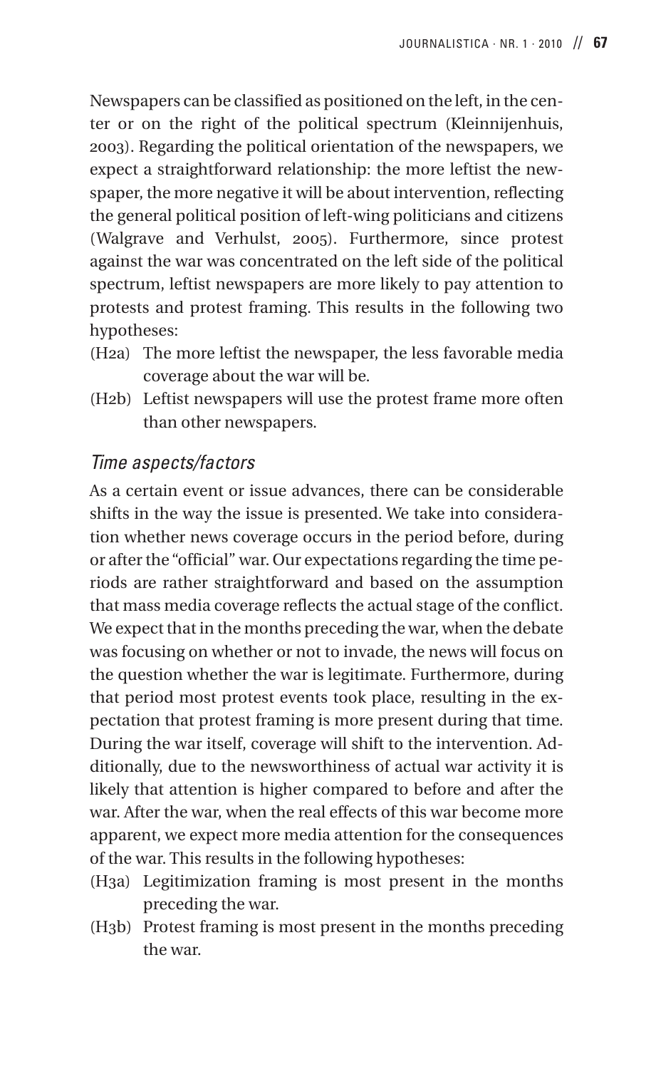Newspapers can be classified as positioned on the left, in the center or on the right of the political spectrum (Kleinnijenhuis, 2003). Regarding the political orientation of the newspapers, we expect a straightforward relationship: the more leftist the newspaper, the more negative it will be about intervention, reflecting the general political position of left-wing politicians and citizens (Walgrave and Verhulst, 2005). Furthermore, since protest against the war was concentrated on the left side of the political spectrum, leftist newspapers are more likely to pay attention to protests and protest framing. This results in the following two hypotheses:

- (H2a) The more leftist the newspaper, the less favorable media coverage about the war will be.
- (H2b) Leftist newspapers will use the protest frame more often than other newspapers.

### *Time aspects/factors*

As a certain event or issue advances, there can be considerable shifts in the way the issue is presented. We take into consideration whether news coverage occurs in the period before, during or after the "official" war. Our expectations regarding the time periods are rather straightforward and based on the assumption that mass media coverage reflects the actual stage of the conflict. We expect that in the months preceding the war, when the debate was focusing on whether or not to invade, the news will focus on the question whether the war is legitimate. Furthermore, during that period most protest events took place, resulting in the expectation that protest framing is more present during that time. During the war itself, coverage will shift to the intervention. Additionally, due to the newsworthiness of actual war activity it is likely that attention is higher compared to before and after the war. After the war, when the real effects of this war become more apparent, we expect more media attention for the consequences of the war. This results in the following hypotheses:

- (H3a) Legitimization framing is most present in the months preceding the war.
- (H3b) Protest framing is most present in the months preceding the war.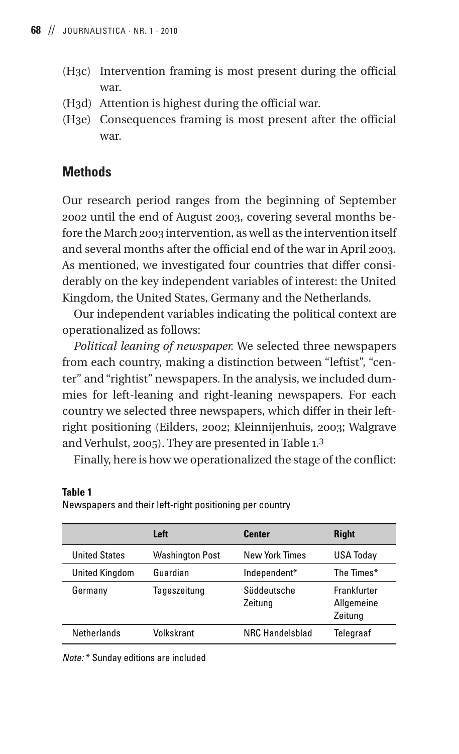(H3c) Intervention framing is most present during the official war.

(H3d) Attention is highest during the official war.

(H3e) Consequences framing is most present after the official war.

## Methods

Our research period ranges from the beginning of September 2002 until the end of August 2003, covering several months before the March 2003 intervention, as well as the intervention itself and several months after the official end of the war in April 2003. As mentioned, we investigated four countries that differ considerably on the key independent variables of interest: the United Kingdom, the United States, Germany and the Netherlands.

Our independent variables indicating the political context are operationalized as follows:

*Political leaning of newspaper.* We selected three newspapers from each country, making a distinction between "leftist", "center" and "rightist" newspapers. In the analysis, we included dummies for left-leaning and right-leaning newspapers. For each country we selected three newspapers, which differ in their left-right positioning (Eilders, 2002; Kleinnijenhuis, 2003; Walgrave and Verhulst, 2005). They are presented in Table 1.[3]

Finally, here is how we operationalized the stage of the conflict:

**Table 1**

Newspapers and their left-right positioning per country

| | Left | Center | Right |
|---|---|---|---|
| United States | Washington Post | New York Times | USA Today |
| United Kingdom | Guardian | Independent* | The Times* |
| Germany | Tageszeitung | Süddeutsche Zeitung | Frankfurter Allgemeine Zeitung |
| Netherlands | Volkskrant | NRC Handelsblad | Telegraaf |

*Note:* * Sunday editions are included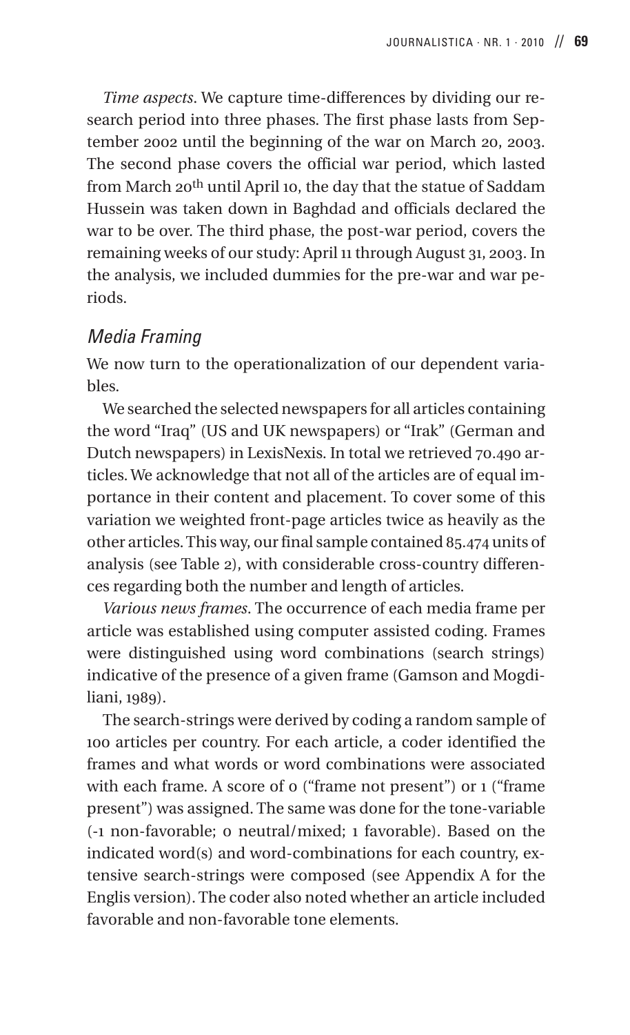*Time aspects*. We capture time-differences by dividing our research period into three phases. The first phase lasts from September 2002 until the beginning of the war on March 20, 2003. The second phase covers the official war period, which lasted from March 20th until April 10, the day that the statue of Saddam Hussein was taken down in Baghdad and officials declared the war to be over. The third phase, the post-war period, covers the remaining weeks of our study: April 11 through August 31, 2003. In the analysis, we included dummies for the pre-war and war periods.

## *Media Framing*

We now turn to the operationalization of our dependent variables.

We searched the selected newspapers for all articles containing the word "Iraq" (US and UK newspapers) or "Irak" (German and Dutch newspapers) in LexisNexis. In total we retrieved 70.490 articles. We acknowledge that not all of the articles are of equal importance in their content and placement. To cover some of this variation we weighted front-page articles twice as heavily as the other articles. This way, our final sample contained 85.474 units of analysis (see Table 2), with considerable cross-country differences regarding both the number and length of articles.

*Various news frames*. The occurrence of each media frame per article was established using computer assisted coding. Frames were distinguished using word combinations (search strings) indicative of the presence of a given frame (Gamson and Mogdiliani, 1989).

The search-strings were derived by coding a random sample of 100 articles per country. For each article, a coder identified the frames and what words or word combinations were associated with each frame. A score of 0 ("frame not present") or 1 ("frame present") was assigned. The same was done for the tone-variable (-1 non-favorable; 0 neutral/mixed; 1 favorable). Based on the indicated word(s) and word-combinations for each country, extensive search-strings were composed (see Appendix A for the Englis version). The coder also noted whether an article included favorable and non-favorable tone elements.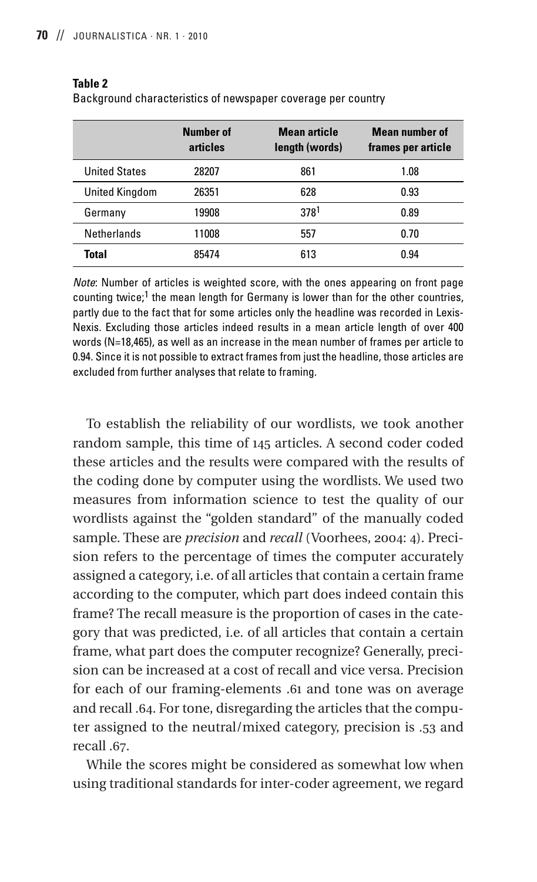**Table 2**
Background characteristics of newspaper coverage per country

| | Number of articles | Mean article length (words) | Mean number of frames per article |
|---|---|---|---|
| United States | 28207 | 861 | 1.08 |
| United Kingdom | 26351 | 628 | 0.93 |
| Germany | 19908 | 378[1] | 0.89 |
| Netherlands | 11008 | 557 | 0.70 |
| **Total** | 85474 | 613 | 0.94 |

*Note*: Number of articles is weighted score, with the ones appearing on front page counting twice;[1] the mean length for Germany is lower than for the other countries, partly due to the fact that for some articles only the headline was recorded in Lexis-Nexis. Excluding those articles indeed results in a mean article length of over 400 words (N=18,465), as well as an increase in the mean number of frames per article to 0.94. Since it is not possible to extract frames from just the headline, those articles are excluded from further analyses that relate to framing.

To establish the reliability of our wordlists, we took another random sample, this time of 145 articles. A second coder coded these articles and the results were compared with the results of the coding done by computer using the wordlists. We used two measures from information science to test the quality of our wordlists against the "golden standard" of the manually coded sample. These are *precision* and *recall* (Voorhees, 2004: 4). Precision refers to the percentage of times the computer accurately assigned a category, i.e. of all articles that contain a certain frame according to the computer, which part does indeed contain this frame? The recall measure is the proportion of cases in the category that was predicted, i.e. of all articles that contain a certain frame, what part does the computer recognize? Generally, precision can be increased at a cost of recall and vice versa. Precision for each of our framing-elements .61 and tone was on average and recall .64. For tone, disregarding the articles that the computer assigned to the neutral/mixed category, precision is .53 and recall .67.

While the scores might be considered as somewhat low when using traditional standards for inter-coder agreement, we regard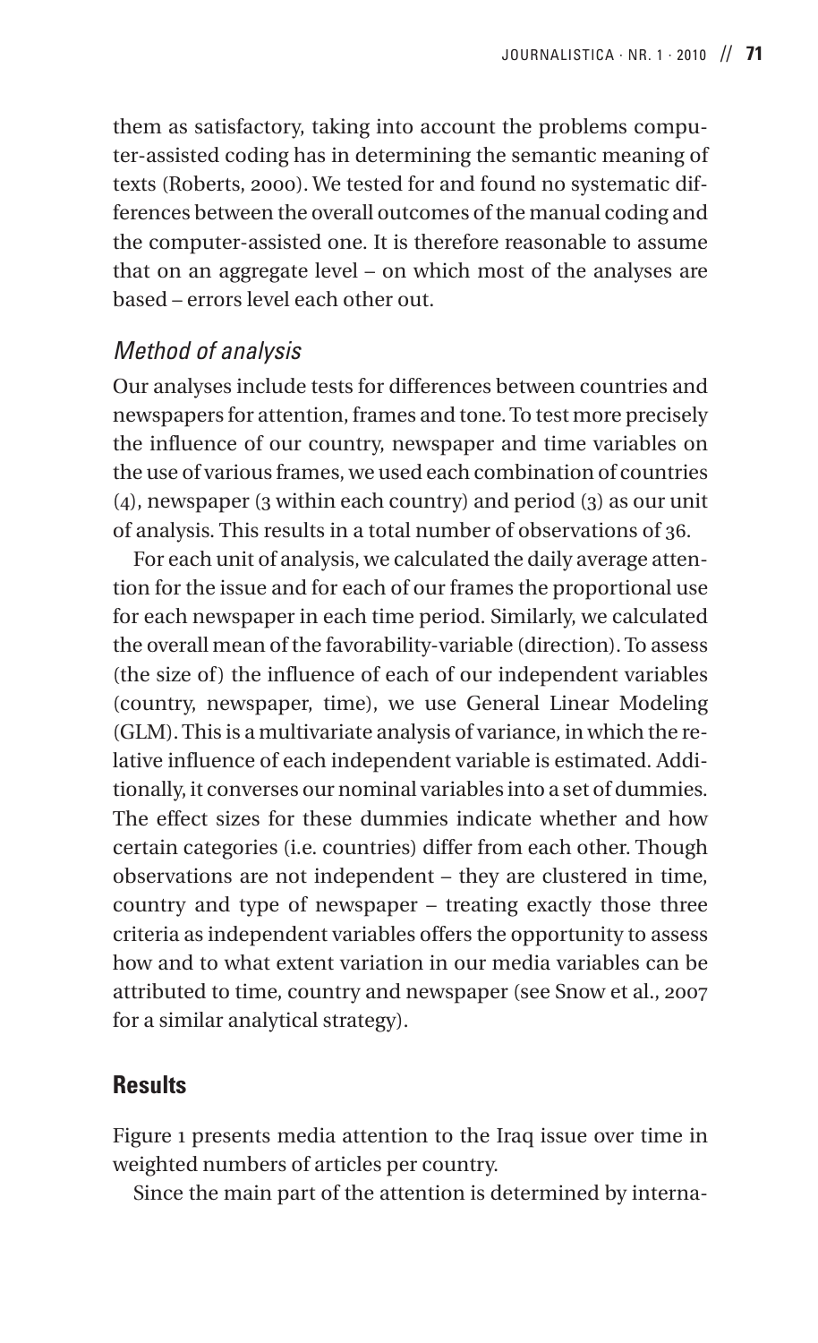them as satisfactory, taking into account the problems computer-assisted coding has in determining the semantic meaning of texts (Roberts, 2000). We tested for and found no systematic differences between the overall outcomes of the manual coding and the computer-assisted one. It is therefore reasonable to assume that on an aggregate level – on which most of the analyses are based – errors level each other out.

### *Method of analysis*

Our analyses include tests for differences between countries and newspapers for attention, frames and tone. To test more precisely the influence of our country, newspaper and time variables on the use of various frames, we used each combination of countries (4), newspaper (3 within each country) and period (3) as our unit of analysis. This results in a total number of observations of 36.

For each unit of analysis, we calculated the daily average attention for the issue and for each of our frames the proportional use for each newspaper in each time period. Similarly, we calculated the overall mean of the favorability-variable (direction). To assess (the size of) the influence of each of our independent variables (country, newspaper, time), we use General Linear Modeling (GLM). This is a multivariate analysis of variance, in which the relative influence of each independent variable is estimated. Additionally, it converses our nominal variables into a set of dummies. The effect sizes for these dummies indicate whether and how certain categories (i.e. countries) differ from each other. Though observations are not independent – they are clustered in time, country and type of newspaper – treating exactly those three criteria as independent variables offers the opportunity to assess how and to what extent variation in our media variables can be attributed to time, country and newspaper (see Snow et al., 2007 for a similar analytical strategy).

## Results

Figure 1 presents media attention to the Iraq issue over time in weighted numbers of articles per country.

Since the main part of the attention is determined by interna-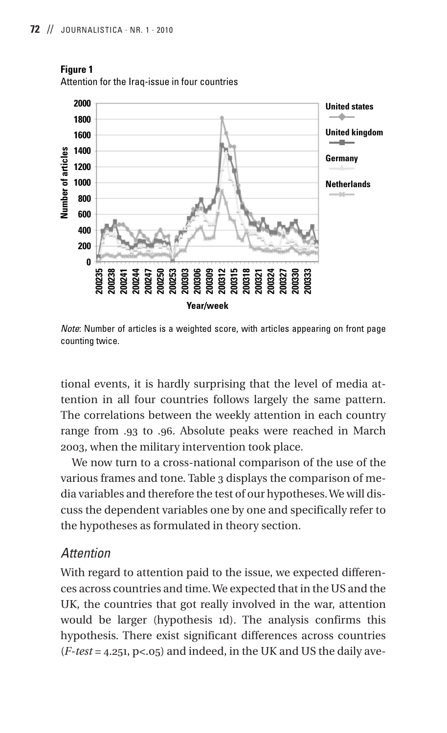**Figure 1**
Attention for the Iraq-issue in four countries

Number of articles

2000
1800
1600
1400
1200
1000
800
600
400
200
0

200235
200238
200241
200244
200247
200250
200253
200303
200306
200309
200312
200315
200318
200321
200324
200327
200330
200333

Year/week

United states
United kingdom
Germany
Netherlands

*Note*: Number of articles is a weighted score, with articles appearing on front page counting twice.

tional events, it is hardly surprising that the level of media attention in all four countries follows largely the same pattern. The correlations between the weekly attention in each country range from .93 to .96. Absolute peaks were reached in March 2003, when the military intervention took place.

We now turn to a cross-national comparison of the use of the various frames and tone. Table 3 displays the comparison of media variables and therefore the test of our hypotheses. We will discuss the dependent variables one by one and specifically refer to the hypotheses as formulated in theory section.

## *Attention*

With regard to attention paid to the issue, we expected differences across countries and time. We expected that in the US and the UK, the countries that got really involved in the war, attention would be larger (hypothesis 1d). The analysis confirms this hypothesis. There exist significant differences across countries ($F$-*test* = 4.251, $p<.05$) and indeed, in the UK and US the daily ave-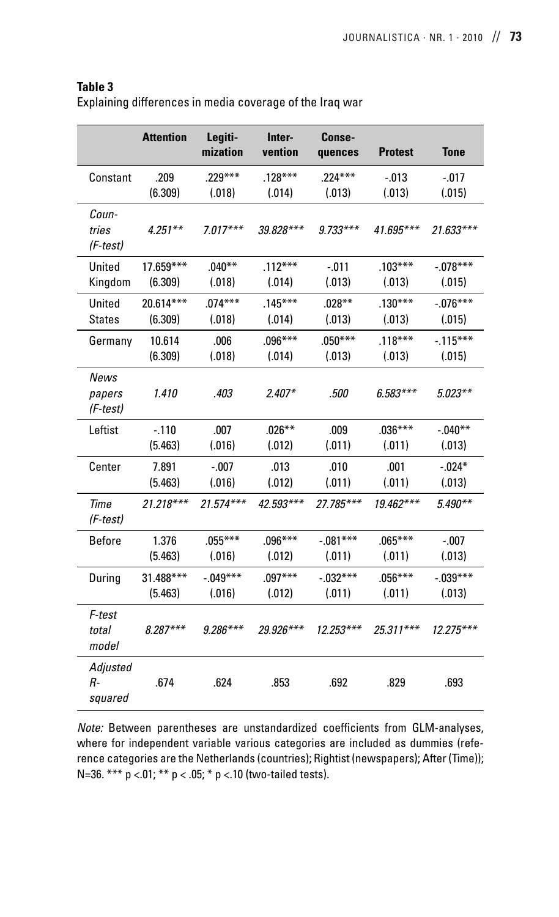**Table 3**
Explaining differences in media coverage of the Iraq war

| | Attention | Legiti-mization | Inter-vention | Conse-quences | Protest | Tone |
|---|---|---|---|---|---|---|
| Constant | .209 (6.309) | .229*** (.018) | .128*** (.014) | .224*** (.013) | -.013 (.013) | -.017 (.015) |
| *Countries (F-test)* | *4.251*** | *7.017**** | *39.828**** | *9.733**** | *41.695**** | *21.633**** |
| United Kingdom | 17.659*** (6.309) | .040** (.018) | .112*** (.014) | -.011 (.013) | .103*** (.013) | -.078*** (.015) |
| United States | 20.614*** (6.309) | .074*** (.018) | .145*** (.014) | .028** (.013) | .130*** (.013) | -.076*** (.015) |
| Germany | 10.614 (6.309) | .006 (.018) | .096*** (.014) | .050*** (.013) | .118*** (.013) | -.115*** (.015) |
| *News papers (F-test)* | *1.410* | *.403* | *2.407** | *.500* | *6.583**** | *5.023*** |
| Leftist | -.110 (5.463) | .007 (.016) | .026** (.012) | .009 (.011) | .036*** (.011) | -.040** (.013) |
| Center | 7.891 (5.463) | -.007 (.016) | .013 (.012) | .010 (.011) | .001 (.011) | -.024* (.013) |
| *Time (F-test)* | *21.218**** | *21.574**** | *42.593**** | *27.785**** | *19.462**** | *5.490*** |
| Before | 1.376 (5.463) | .055*** (.016) | .096*** (.012) | -.081*** (.011) | .065*** (.011) | -.007 (.013) |
| During | 31.488*** (5.463) | -.049*** (.016) | .097*** (.012) | -.032*** (.011) | .056*** (.011) | -.039*** (.013) |
| *F-test total model* | *8.287**** | *9.286**** | *29.926**** | *12.253**** | *25.311**** | *12.275**** |
| *Adjusted R-squared* | .674 | .624 | .853 | .692 | .829 | .693 |

*Note:* Between parentheses are unstandardized coefficients from GLM-analyses, where for independent variable various categories are included as dummies (reference categories are the Netherlands (countries); Rightist (newspapers); After (Time)); N=36. *** p <.01; ** p < .05; * p <.10 (two-tailed tests).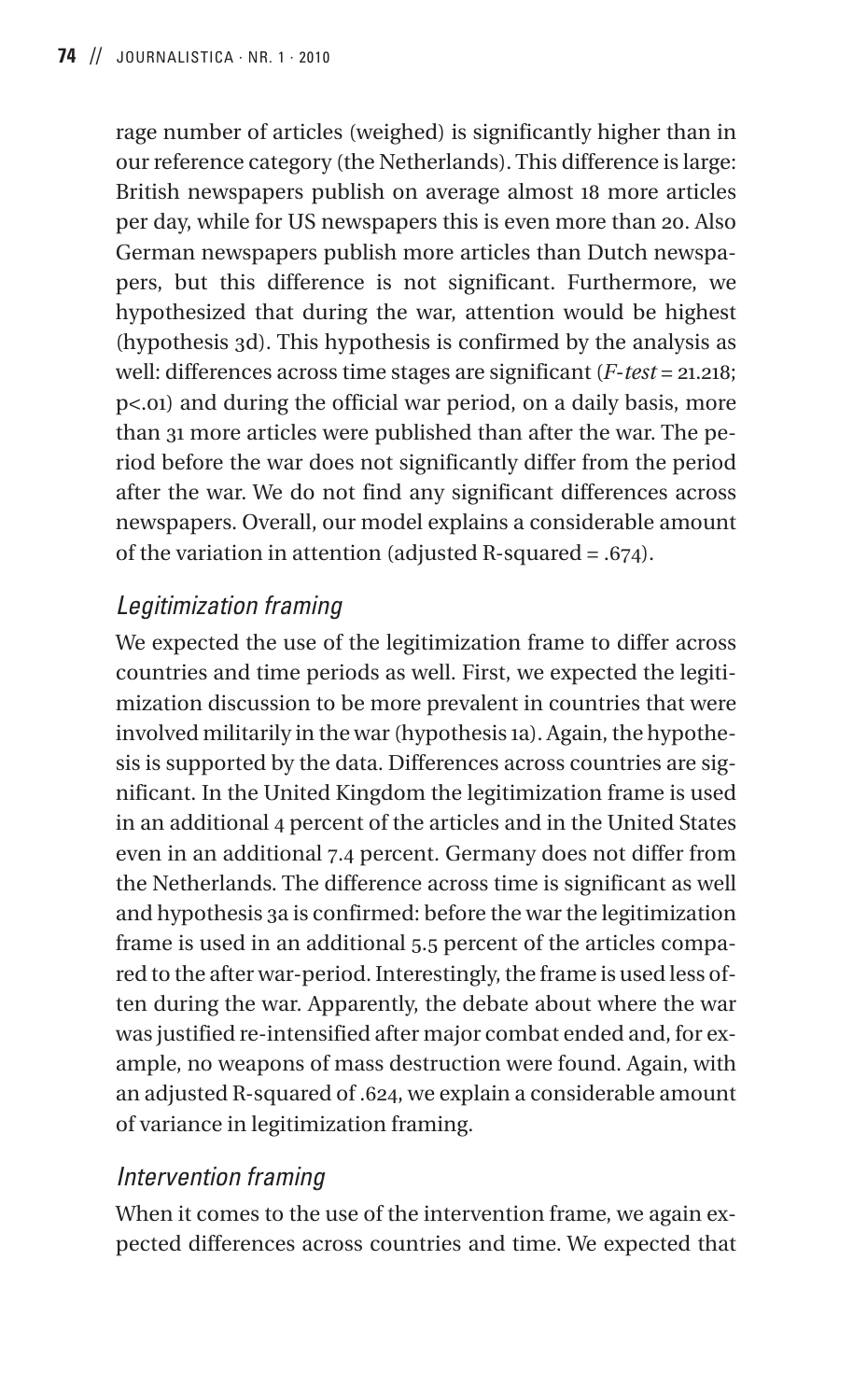rage number of articles (weighed) is significantly higher than in our reference category (the Netherlands). This difference is large: British newspapers publish on average almost 18 more articles per day, while for US newspapers this is even more than 20. Also German newspapers publish more articles than Dutch newspapers, but this difference is not significant. Furthermore, we hypothesized that during the war, attention would be highest (hypothesis 3d). This hypothesis is confirmed by the analysis as well: differences across time stages are significant (*F-test* = 21.218; $p<.01$) and during the official war period, on a daily basis, more than 31 more articles were published than after the war. The period before the war does not significantly differ from the period after the war. We do not find any significant differences across newspapers. Overall, our model explains a considerable amount of the variation in attention (adjusted R-squared = .674).

### *Legitimization framing*

We expected the use of the legitimization frame to differ across countries and time periods as well. First, we expected the legitimization discussion to be more prevalent in countries that were involved militarily in the war (hypothesis 1a). Again, the hypothesis is supported by the data. Differences across countries are significant. In the United Kingdom the legitimization frame is used in an additional 4 percent of the articles and in the United States even in an additional 7.4 percent. Germany does not differ from the Netherlands. The difference across time is significant as well and hypothesis 3a is confirmed: before the war the legitimization frame is used in an additional 5.5 percent of the articles compared to the after war-period. Interestingly, the frame is used less often during the war. Apparently, the debate about where the war was justified re-intensified after major combat ended and, for example, no weapons of mass destruction were found. Again, with an adjusted R-squared of .624, we explain a considerable amount of variance in legitimization framing.

### *Intervention framing*

When it comes to the use of the intervention frame, we again expected differences across countries and time. We expected that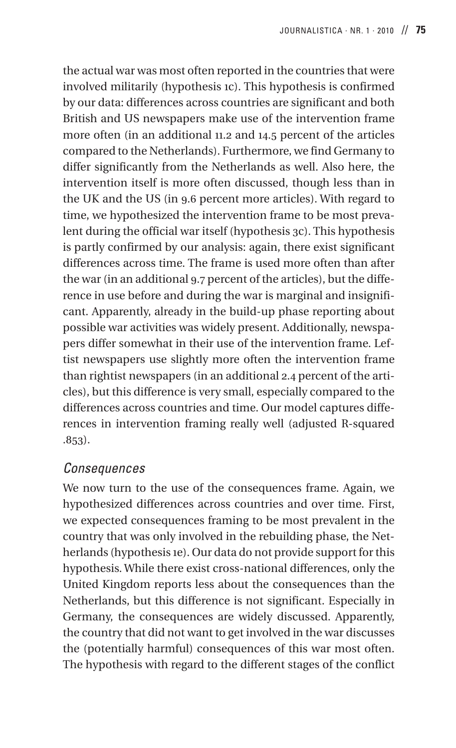the actual war was most often reported in the countries that were involved militarily (hypothesis 1c). This hypothesis is confirmed by our data: differences across countries are significant and both British and US newspapers make use of the intervention frame more often (in an additional 11.2 and 14.5 percent of the articles compared to the Netherlands). Furthermore, we find Germany to differ significantly from the Netherlands as well. Also here, the intervention itself is more often discussed, though less than in the UK and the US (in 9.6 percent more articles). With regard to time, we hypothesized the intervention frame to be most prevalent during the official war itself (hypothesis 3c). This hypothesis is partly confirmed by our analysis: again, there exist significant differences across time. The frame is used more often than after the war (in an additional 9.7 percent of the articles), but the difference in use before and during the war is marginal and insignificant. Apparently, already in the build-up phase reporting about possible war activities was widely present. Additionally, newspapers differ somewhat in their use of the intervention frame. Leftist newspapers use slightly more often the intervention frame than rightist newspapers (in an additional 2.4 percent of the articles), but this difference is very small, especially compared to the differences across countries and time. Our model captures differences in intervention framing really well (adjusted R-squared .853).

### *Consequences*

We now turn to the use of the consequences frame. Again, we hypothesized differences across countries and over time. First, we expected consequences framing to be most prevalent in the country that was only involved in the rebuilding phase, the Netherlands (hypothesis 1e). Our data do not provide support for this hypothesis. While there exist cross-national differences, only the United Kingdom reports less about the consequences than the Netherlands, but this difference is not significant. Especially in Germany, the consequences are widely discussed. Apparently, the country that did not want to get involved in the war discusses the (potentially harmful) consequences of this war most often. The hypothesis with regard to the different stages of the conflict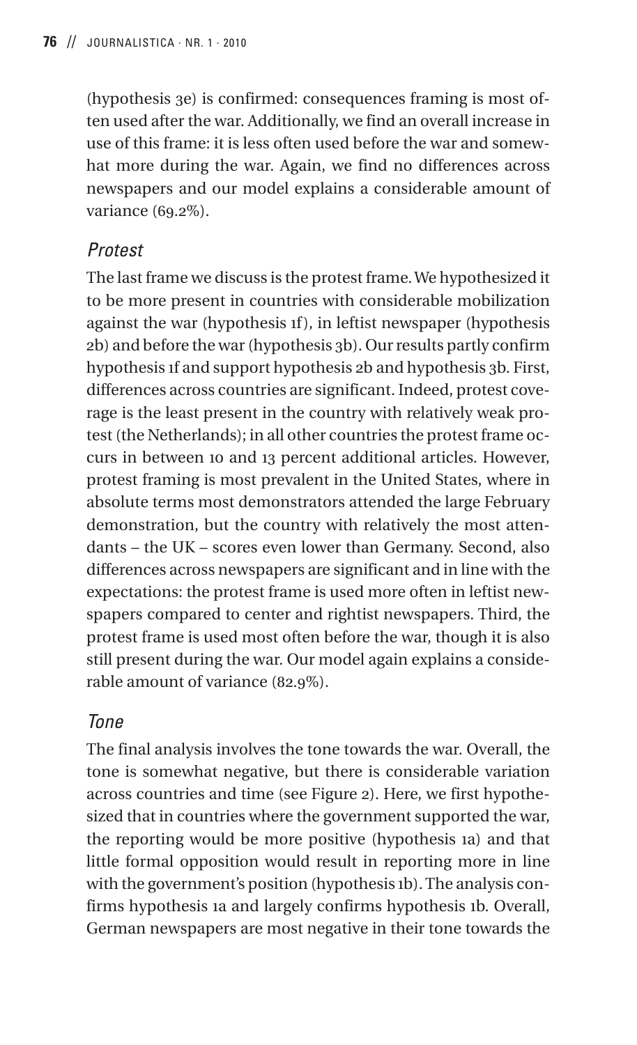(hypothesis 3e) is confirmed: consequences framing is most often used after the war. Additionally, we find an overall increase in use of this frame: it is less often used before the war and somewhat more during the war. Again, we find no differences across newspapers and our model explains a considerable amount of variance (69.2%).

### *Protest*

The last frame we discuss is the protest frame. We hypothesized it to be more present in countries with considerable mobilization against the war (hypothesis 1f), in leftist newspaper (hypothesis 2b) and before the war (hypothesis 3b). Our results partly confirm hypothesis 1f and support hypothesis 2b and hypothesis 3b. First, differences across countries are significant. Indeed, protest coverage is the least present in the country with relatively weak protest (the Netherlands); in all other countries the protest frame occurs in between 10 and 13 percent additional articles. However, protest framing is most prevalent in the United States, where in absolute terms most demonstrators attended the large February demonstration, but the country with relatively the most attendants – the UK – scores even lower than Germany. Second, also differences across newspapers are significant and in line with the expectations: the protest frame is used more often in leftist newspapers compared to center and rightist newspapers. Third, the protest frame is used most often before the war, though it is also still present during the war. Our model again explains a considerable amount of variance (82.9%).

### *Tone*

The final analysis involves the tone towards the war. Overall, the tone is somewhat negative, but there is considerable variation across countries and time (see Figure 2). Here, we first hypothesized that in countries where the government supported the war, the reporting would be more positive (hypothesis 1a) and that little formal opposition would result in reporting more in line with the government's position (hypothesis 1b). The analysis confirms hypothesis 1a and largely confirms hypothesis 1b. Overall, German newspapers are most negative in their tone towards the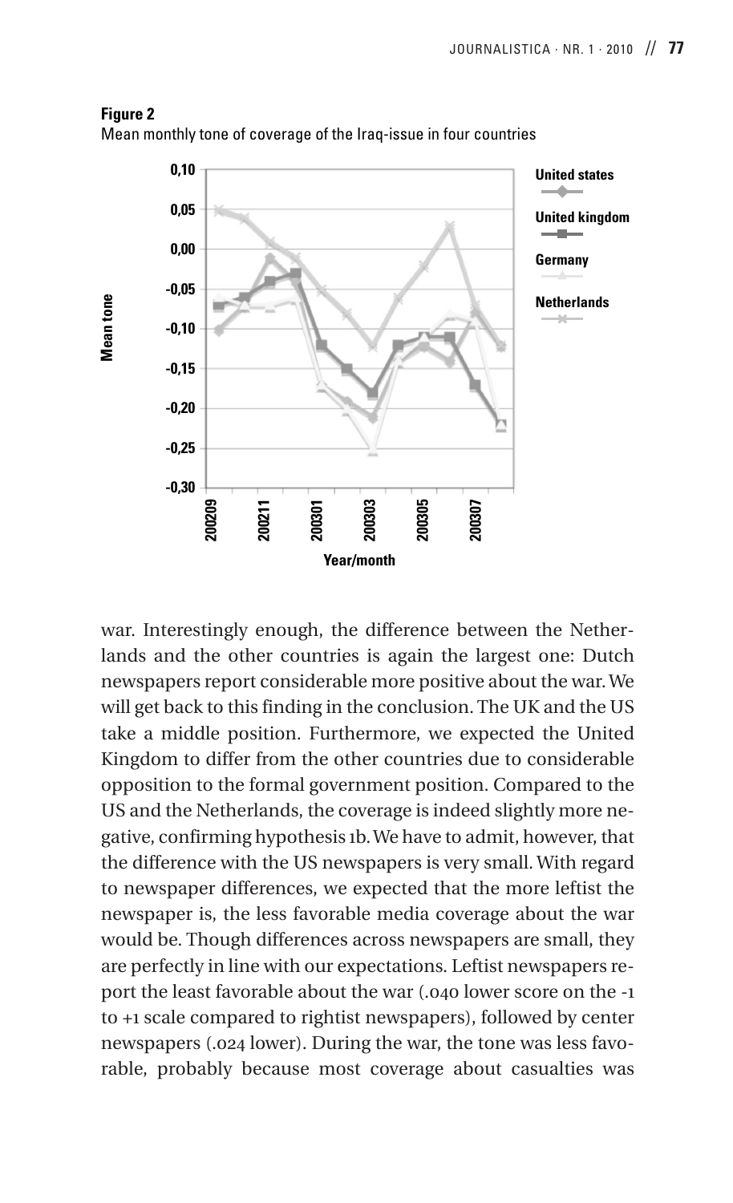**Figure 2**
Mean monthly tone of coverage of the Iraq-issue in four countries

0,10
0,05
0,00
-0,05
-0,10
-0,15
-0,20
-0,25
-0,30

Mean tone

200209
200211
200301
200303
200305
200307

Year/month

United states
United kingdom
Germany
Netherlands

war. Interestingly enough, the difference between the Netherlands and the other countries is again the largest one: Dutch newspapers report considerable more positive about the war. We will get back to this finding in the conclusion. The UK and the US take a middle position. Furthermore, we expected the United Kingdom to differ from the other countries due to considerable opposition to the formal government position. Compared to the US and the Netherlands, the coverage is indeed slightly more negative, confirming hypothesis 1b. We have to admit, however, that the difference with the US newspapers is very small. With regard to newspaper differences, we expected that the more leftist the newspaper is, the less favorable media coverage about the war would be. Though differences across newspapers are small, they are perfectly in line with our expectations. Leftist newspapers report the least favorable about the war (.040 lower score on the -1 to +1 scale compared to rightist newspapers), followed by center newspapers (.024 lower). During the war, the tone was less favorable, probably because most coverage about casualties was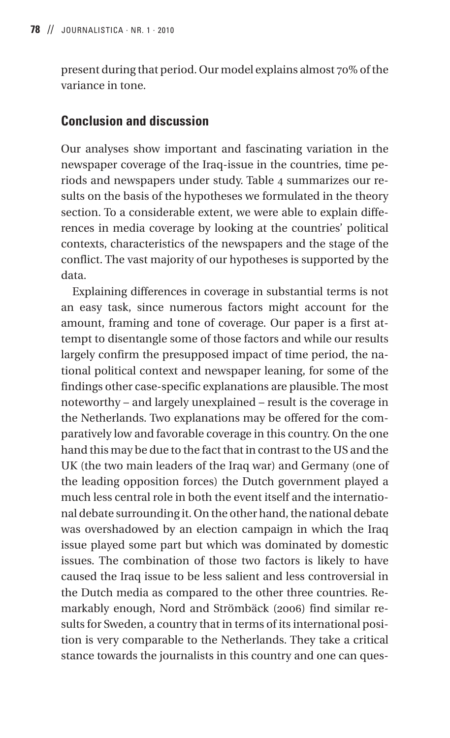present during that period. Our model explains almost 70% of the variance in tone.

## Conclusion and discussion

Our analyses show important and fascinating variation in the newspaper coverage of the Iraq-issue in the countries, time periods and newspapers under study. Table 4 summarizes our results on the basis of the hypotheses we formulated in the theory section. To a considerable extent, we were able to explain differences in media coverage by looking at the countries' political contexts, characteristics of the newspapers and the stage of the conflict. The vast majority of our hypotheses is supported by the data.

Explaining differences in coverage in substantial terms is not an easy task, since numerous factors might account for the amount, framing and tone of coverage. Our paper is a first attempt to disentangle some of those factors and while our results largely confirm the presupposed impact of time period, the national political context and newspaper leaning, for some of the findings other case-specific explanations are plausible. The most noteworthy – and largely unexplained – result is the coverage in the Netherlands. Two explanations may be offered for the comparatively low and favorable coverage in this country. On the one hand this may be due to the fact that in contrast to the US and the UK (the two main leaders of the Iraq war) and Germany (one of the leading opposition forces) the Dutch government played a much less central role in both the event itself and the international debate surrounding it. On the other hand, the national debate was overshadowed by an election campaign in which the Iraq issue played some part but which was dominated by domestic issues. The combination of those two factors is likely to have caused the Iraq issue to be less salient and less controversial in the Dutch media as compared to the other three countries. Remarkably enough, Nord and Strömbäck (2006) find similar results for Sweden, a country that in terms of its international position is very comparable to the Netherlands. They take a critical stance towards the journalists in this country and one can ques-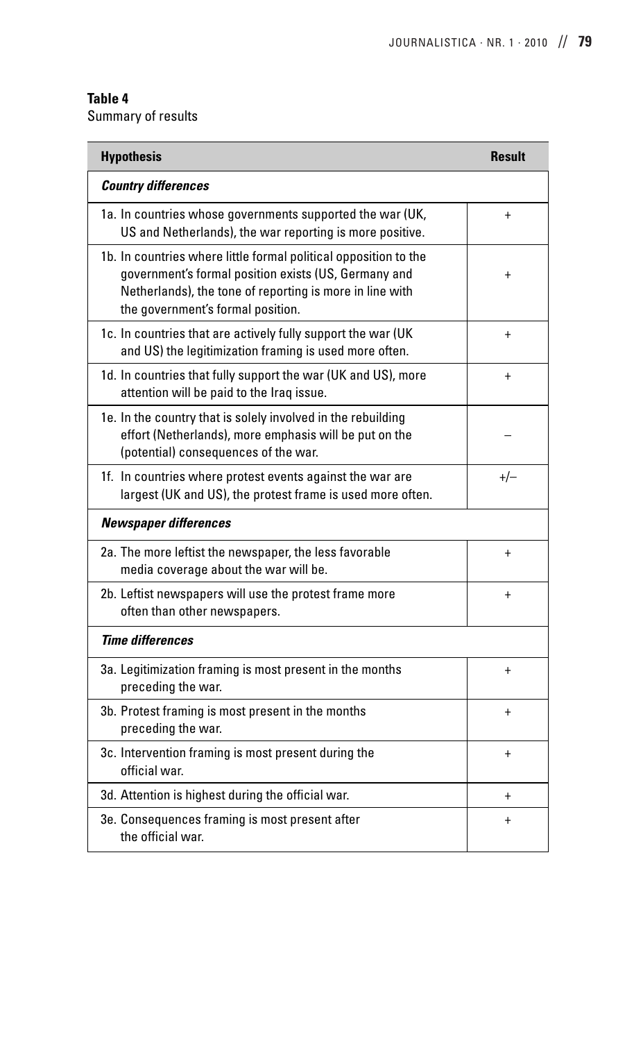**Table 4**
Summary of results

| Hypothesis | Result |
|---|---|
| ***Country differences*** | |
| 1a. In countries whose governments supported the war (UK, US and Netherlands), the war reporting is more positive. | + |
| 1b. In countries where little formal political opposition to the government's formal position exists (US, Germany and Netherlands), the tone of reporting is more in line with the government's formal position. | + |
| 1c. In countries that are actively fully support the war (UK and US) the legitimization framing is used more often. | + |
| 1d. In countries that fully support the war (UK and US), more attention will be paid to the Iraq issue. | + |
| 1e. In the country that is solely involved in the rebuilding effort (Netherlands), more emphasis will be put on the (potential) consequences of the war. | – |
| 1f. In countries where protest events against the war are largest (UK and US), the protest frame is used more often. | +/– |
| ***Newspaper differences*** | |
| 2a. The more leftist the newspaper, the less favorable media coverage about the war will be. | + |
| 2b. Leftist newspapers will use the protest frame more often than other newspapers. | + |
| ***Time differences*** | |
| 3a. Legitimization framing is most present in the months preceding the war. | + |
| 3b. Protest framing is most present in the months preceding the war. | + |
| 3c. Intervention framing is most present during the official war. | + |
| 3d. Attention is highest during the official war. | + |
| 3e. Consequences framing is most present after the official war. | + |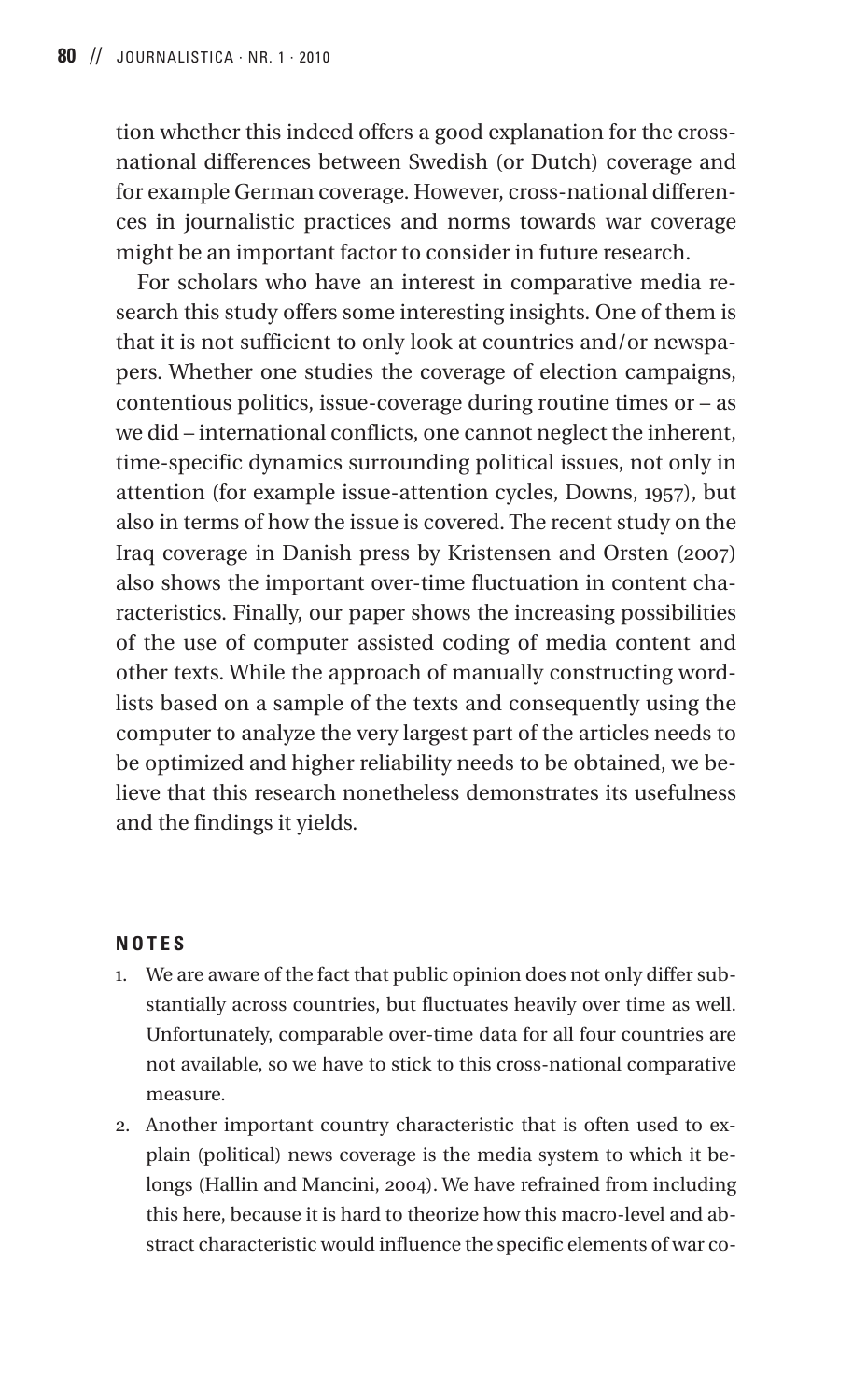tion whether this indeed offers a good explanation for the cross-national differences between Swedish (or Dutch) coverage and for example German coverage. However, cross-national differences in journalistic practices and norms towards war coverage might be an important factor to consider in future research.

For scholars who have an interest in comparative media research this study offers some interesting insights. One of them is that it is not sufficient to only look at countries and/or newspapers. Whether one studies the coverage of election campaigns, contentious politics, issue-coverage during routine times or – as we did – international conflicts, one cannot neglect the inherent, time-specific dynamics surrounding political issues, not only in attention (for example issue-attention cycles, Downs, 1957), but also in terms of how the issue is covered. The recent study on the Iraq coverage in Danish press by Kristensen and Orsten (2007) also shows the important over-time fluctuation in content characteristics. Finally, our paper shows the increasing possibilities of the use of computer assisted coding of media content and other texts. While the approach of manually constructing wordlists based on a sample of the texts and consequently using the computer to analyze the very largest part of the articles needs to be optimized and higher reliability needs to be obtained, we believe that this research nonetheless demonstrates its usefulness and the findings it yields.

## NOTES

1. We are aware of the fact that public opinion does not only differ substantially across countries, but fluctuates heavily over time as well. Unfortunately, comparable over-time data for all four countries are not available, so we have to stick to this cross-national comparative measure.
2. Another important country characteristic that is often used to explain (political) news coverage is the media system to which it belongs (Hallin and Mancini, 2004). We have refrained from including this here, because it is hard to theorize how this macro-level and abstract characteristic would influence the specific elements of war co-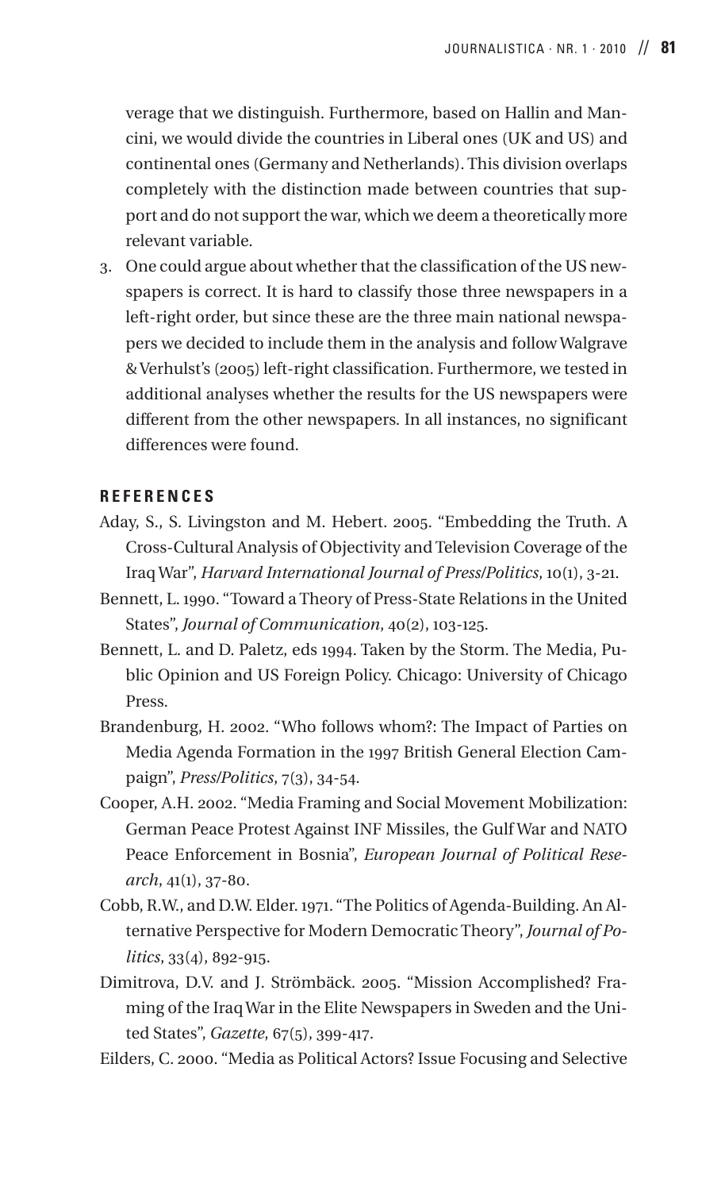verage that we distinguish. Furthermore, based on Hallin and Mancini, we would divide the countries in Liberal ones (UK and US) and continental ones (Germany and Netherlands). This division overlaps completely with the distinction made between countries that support and do not support the war, which we deem a theoretically more relevant variable.

3. One could argue about whether that the classification of the US newspapers is correct. It is hard to classify those three newspapers in a left-right order, but since these are the three main national newspapers we decided to include them in the analysis and follow Walgrave & Verhulst's (2005) left-right classification. Furthermore, we tested in additional analyses whether the results for the US newspapers were different from the other newspapers. In all instances, no significant differences were found.

## REFERENCES

Aday, S., S. Livingston and M. Hebert. 2005. "Embedding the Truth. A Cross-Cultural Analysis of Objectivity and Television Coverage of the Iraq War", *Harvard International Journal of Press/Politics*, 10(1), 3-21.

Bennett, L. 1990. "Toward a Theory of Press-State Relations in the United States", *Journal of Communication*, 40(2), 103-125.

Bennett, L. and D. Paletz, eds 1994. Taken by the Storm. The Media, Public Opinion and US Foreign Policy. Chicago: University of Chicago Press.

Brandenburg, H. 2002. "Who follows whom?: The Impact of Parties on Media Agenda Formation in the 1997 British General Election Campaign", *Press/Politics*, 7(3), 34-54.

Cooper, A.H. 2002. "Media Framing and Social Movement Mobilization: German Peace Protest Against INF Missiles, the Gulf War and NATO Peace Enforcement in Bosnia", *European Journal of Political Research*, 41(1), 37-80.

Cobb, R.W., and D.W. Elder. 1971. "The Politics of Agenda-Building. An Alternative Perspective for Modern Democratic Theory", *Journal of Politics*, 33(4), 892-915.

Dimitrova, D.V. and J. Strömbäck. 2005. "Mission Accomplished? Framing of the Iraq War in the Elite Newspapers in Sweden and the United States", *Gazette*, 67(5), 399-417.

Eilders, C. 2000. "Media as Political Actors? Issue Focusing and Selective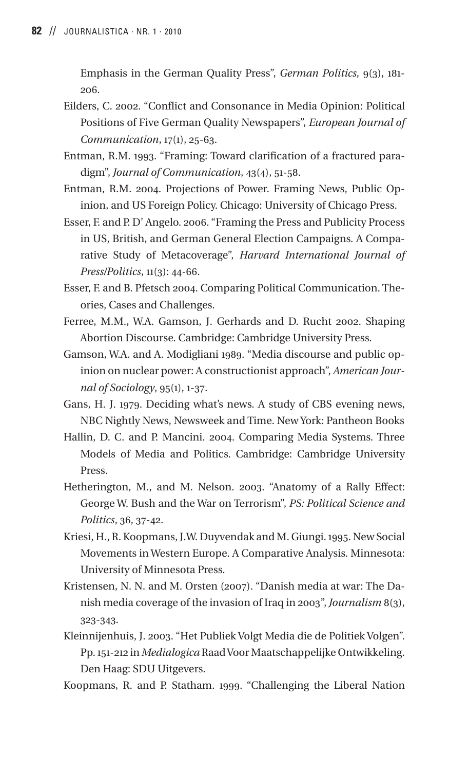Emphasis in the German Quality Press", *German Politics,* 9(3), 181-206.

Eilders, C. 2002. "Conflict and Consonance in Media Opinion: Political Positions of Five German Quality Newspapers", *European Journal of Communication*, 17(1), 25-63.

Entman, R.M. 1993. "Framing: Toward clarification of a fractured paradigm", *Journal of Communication*, 43(4), 51-58.

Entman, R.M. 2004. Projections of Power. Framing News, Public Opinion, and US Foreign Policy. Chicago: University of Chicago Press.

Esser, F. and P. D' Angelo. 2006. "Framing the Press and Publicity Process in US, British, and German General Election Campaigns. A Comparative Study of Metacoverage", *Harvard International Journal of Press/Politics*, 11(3): 44-66.

Esser, F. and B. Pfetsch 2004. Comparing Political Communication. Theories, Cases and Challenges.

Ferree, M.M., W.A. Gamson, J. Gerhards and D. Rucht 2002. Shaping Abortion Discourse. Cambridge: Cambridge University Press.

Gamson, W.A. and A. Modigliani 1989. "Media discourse and public opinion on nuclear power: A constructionist approach", *American Journal of Sociology*, 95(1), 1-37.

Gans, H. J. 1979. Deciding what's news. A study of CBS evening news, NBC Nightly News, Newsweek and Time. New York: Pantheon Books

Hallin, D. C. and P. Mancini. 2004. Comparing Media Systems. Three Models of Media and Politics. Cambridge: Cambridge University Press.

Hetherington, M., and M. Nelson. 2003. "Anatomy of a Rally Effect: George W. Bush and the War on Terrorism", *PS: Political Science and Politics*, 36, 37-42.

Kriesi, H., R. Koopmans, J.W. Duyvendak and M. Giungi. 1995. New Social Movements in Western Europe. A Comparative Analysis. Minnesota: University of Minnesota Press.

Kristensen, N. N. and M. Orsten (2007). "Danish media at war: The Danish media coverage of the invasion of Iraq in 2003", *Journalism* 8(3), 323-343.

Kleinnijenhuis, J. 2003. "Het Publiek Volgt Media die de Politiek Volgen". Pp. 151-212 in *Medialogica* Raad Voor Maatschappelijke Ontwikkeling. Den Haag: SDU Uitgevers.

Koopmans, R. and P. Statham. 1999. "Challenging the Liberal Nation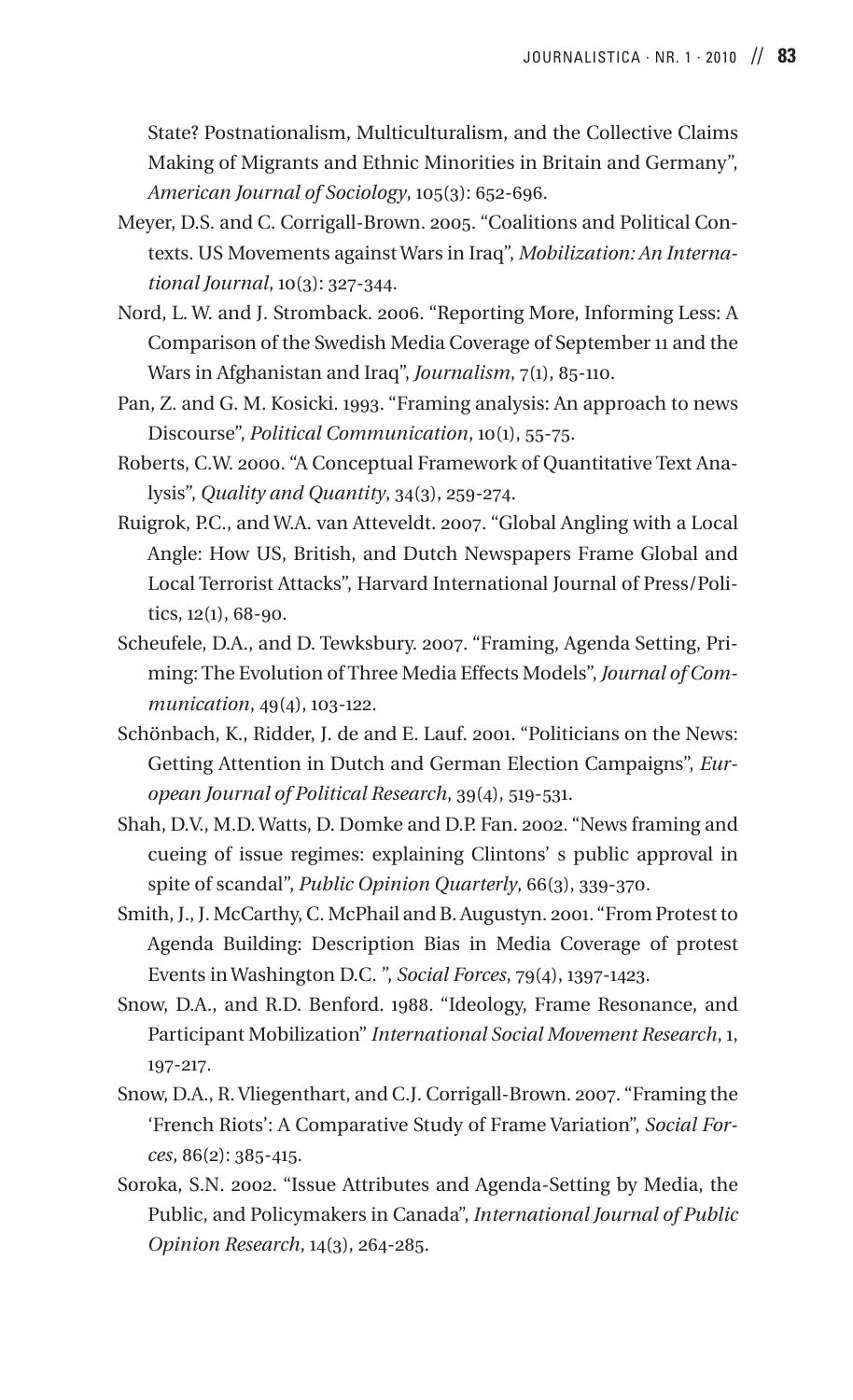State? Postnationalism, Multiculturalism, and the Collective Claims Making of Migrants and Ethnic Minorities in Britain and Germany", *American Journal of Sociology*, 105(3): 652-696.

Meyer, D.S. and C. Corrigall-Brown. 2005. "Coalitions and Political Contexts. US Movements against Wars in Iraq", *Mobilization: An International Journal*, 10(3): 327-344.

Nord, L. W. and J. Stromback. 2006. "Reporting More, Informing Less: A Comparison of the Swedish Media Coverage of September 11 and the Wars in Afghanistan and Iraq", *Journalism*, 7(1), 85-110.

Pan, Z. and G. M. Kosicki. 1993. "Framing analysis: An approach to news Discourse", *Political Communication*, 10(1), 55-75.

Roberts, C.W. 2000. "A Conceptual Framework of Quantitative Text Analysis", *Quality and Quantity*, 34(3), 259-274.

Ruigrok, P.C., and W.A. van Atteveldt. 2007. "Global Angling with a Local Angle: How US, British, and Dutch Newspapers Frame Global and Local Terrorist Attacks", Harvard International Journal of Press/Politics, 12(1), 68-90.

Scheufele, D.A., and D. Tewksbury. 2007. "Framing, Agenda Setting, Priming: The Evolution of Three Media Effects Models", *Journal of Communication*, 49(4), 103-122.

Schönbach, K., Ridder, J. de and E. Lauf. 2001. "Politicians on the News: Getting Attention in Dutch and German Election Campaigns", *European Journal of Political Research*, 39(4), 519-531.

Shah, D.V., M.D. Watts, D. Domke and D.P. Fan. 2002. "News framing and cueing of issue regimes: explaining Clintons' s public approval in spite of scandal", *Public Opinion Quarterly*, 66(3), 339-370.

Smith, J., J. McCarthy, C. McPhail and B. Augustyn. 2001. "From Protest to Agenda Building: Description Bias in Media Coverage of protest Events in Washington D.C. ", *Social Forces*, 79(4), 1397-1423.

Snow, D.A., and R.D. Benford. 1988. "Ideology, Frame Resonance, and Participant Mobilization" *International Social Movement Research*, 1, 197-217.

Snow, D.A., R. Vliegenthart, and C.J. Corrigall-Brown. 2007. "Framing the 'French Riots': A Comparative Study of Frame Variation", *Social Forces*, 86(2): 385-415.

Soroka, S.N. 2002. "Issue Attributes and Agenda-Setting by Media, the Public, and Policymakers in Canada", *International Journal of Public Opinion Research*, 14(3), 264-285.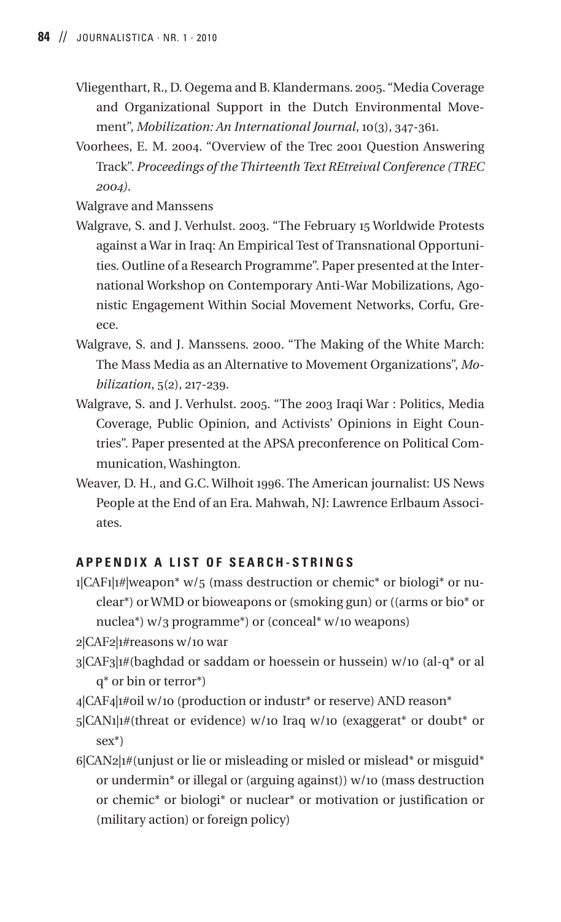Vliegenthart, R., D. Oegema and B. Klandermans. 2005. "Media Coverage and Organizational Support in the Dutch Environmental Movement", *Mobilization: An International Journal*, 10(3), 347-361.

Voorhees, E. M. 2004. "Overview of the Trec 2001 Question Answering Track". *Proceedings of the Thirteenth Text REtreival Conference (TREC 2004)*.

Walgrave and Manssens

Walgrave, S. and J. Verhulst. 2003. "The February 15 Worldwide Protests against a War in Iraq: An Empirical Test of Transnational Opportunities. Outline of a Research Programme". Paper presented at the International Workshop on Contemporary Anti-War Mobilizations, Agonistic Engagement Within Social Movement Networks, Corfu, Greece.

Walgrave, S. and J. Manssens. 2000. "The Making of the White March: The Mass Media as an Alternative to Movement Organizations", *Mobilization*, 5(2), 217-239.

Walgrave, S. and J. Verhulst. 2005. "The 2003 Iraqi War : Politics, Media Coverage, Public Opinion, and Activists' Opinions in Eight Countries". Paper presented at the APSA preconference on Political Communication, Washington.

Weaver, D. H., and G.C. Wilhoit 1996. The American journalist: US News People at the End of an Era. Mahwah, NJ: Lawrence Erlbaum Associates.

#### APPENDIX A LIST OF SEARCH-STRINGS

1|CAF1|1#|weapon* w/5 (mass destruction or chemic* or biologi* or nuclear*) or WMD or bioweapons or (smoking gun) or ((arms or bio* or nuclea*) w/3 programme*) or (conceal* w/10 weapons)

2|CAF2|1#reasons w/10 war

3|CAF3|1#(baghdad or saddam or hoessein or hussein) w/10 (al-q* or al q* or bin or terror*)

4|CAF4|1#oil w/10 (production or industr* or reserve) AND reason*

5|CAN1|1#(threat or evidence) w/10 Iraq w/10 (exaggerat* or doubt* or sex*)

6|CAN2|1#(unjust or lie or misleading or misled or mislead* or misguid* or undermin* or illegal or (arguing against)) w/10 (mass destruction or chemic* or biologi* or nuclear* or motivation or justification or (military action) or foreign policy)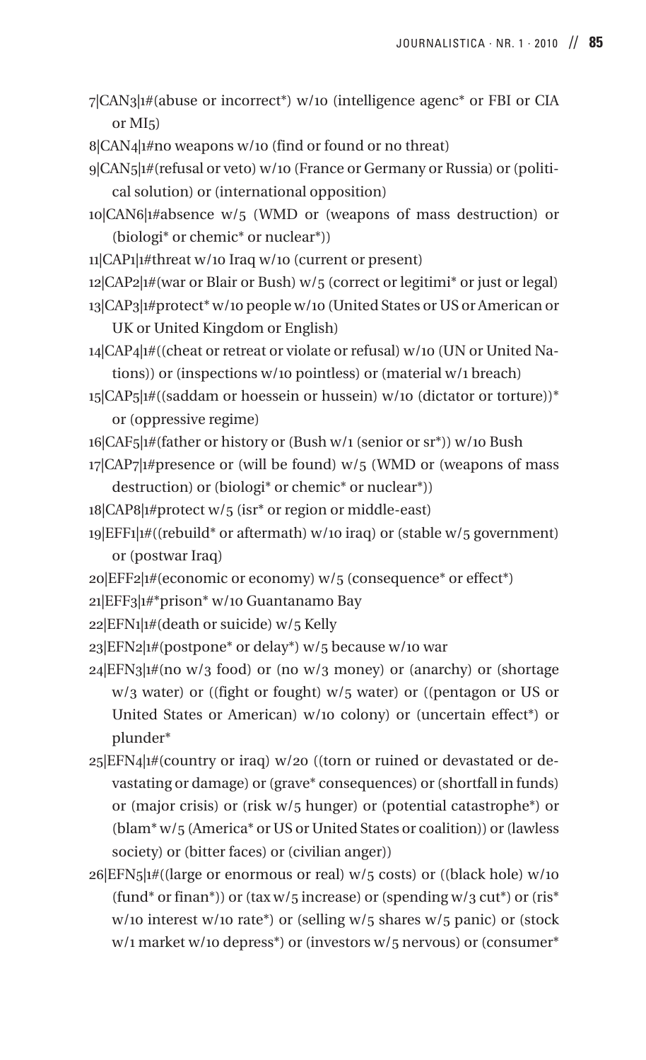7|CAN3|1#(abuse or incorrect*) w/10 (intelligence agenc* or FBI or CIA or MI5)

8|CAN4|1#no weapons w/10 (find or found or no threat)

9|CAN5|1#(refusal or veto) w/10 (France or Germany or Russia) or (political solution) or (international opposition)

10|CAN6|1#absence w/5 (WMD or (weapons of mass destruction) or (biologi* or chemic* or nuclear*))

11|CAP1|1#threat w/10 Iraq w/10 (current or present)

12|CAP2|1#(war or Blair or Bush) w/5 (correct or legitimi* or just or legal)

13|CAP3|1#protect* w/10 people w/10 (United States or US or American or UK or United Kingdom or English)

14|CAP4|1#((cheat or retreat or violate or refusal) w/10 (UN or United Nations)) or (inspections w/10 pointless) or (material w/1 breach)

15|CAP5|1#((saddam or hoessein or hussein) w/10 (dictator or torture))* or (oppressive regime)

16|CAF5|1#(father or history or (Bush w/1 (senior or sr*)) w/10 Bush

17|CAP7|1#presence or (will be found) w/5 (WMD or (weapons of mass destruction) or (biologi* or chemic* or nuclear*))

18|CAP8|1#protect w/5 (isr* or region or middle-east)

19|EFF1|1#((rebuild* or aftermath) w/10 iraq) or (stable w/5 government) or (postwar Iraq)

20|EFF2|1#(economic or economy) w/5 (consequence* or effect*)

21|EFF3|1#*prison* w/10 Guantanamo Bay

22|EFN1|1#(death or suicide) w/5 Kelly

23|EFN2|1#(postpone* or delay*) w/5 because w/10 war

24|EFN3|1#(no w/3 food) or (no w/3 money) or (anarchy) or (shortage w/3 water) or ((fight or fought) w/5 water) or ((pentagon or US or United States or American) w/10 colony) or (uncertain effect*) or plunder*

25|EFN4|1#(country or iraq) w/20 ((torn or ruined or devastated or devastating or damage) or (grave* consequences) or (shortfall in funds) or (major crisis) or (risk w/5 hunger) or (potential catastrophe*) or (blam* w/5 (America* or US or United States or coalition)) or (lawless society) or (bitter faces) or (civilian anger))

26|EFN5|1#((large or enormous or real) w/5 costs) or ((black hole) w/10 (fund* or finan*)) or (tax w/5 increase) or (spending w/3 cut*) or (ris* w/10 interest w/10 rate*) or (selling w/5 shares w/5 panic) or (stock w/1 market w/10 depress*) or (investors w/5 nervous) or (consumer*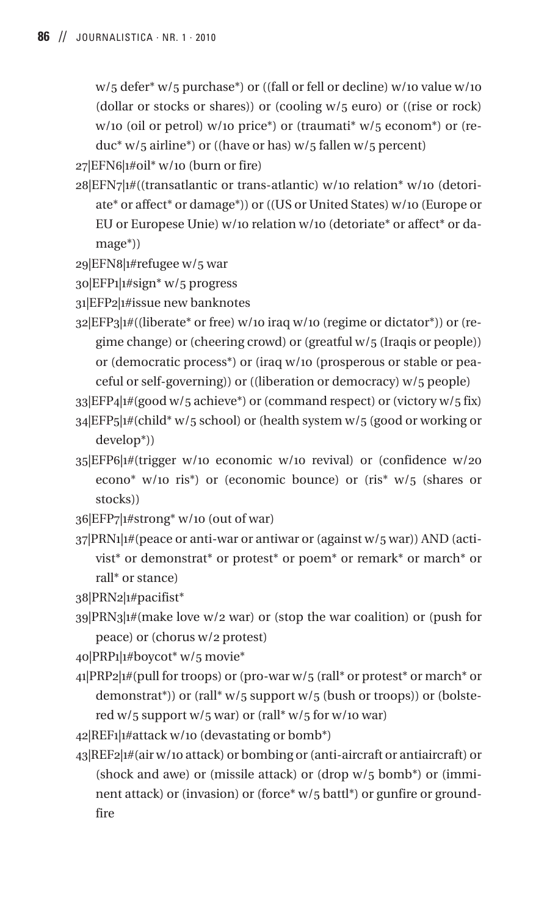w/5 defer* w/5 purchase*) or ((fall or fell or decline) w/10 value w/10 (dollar or stocks or shares)) or (cooling w/5 euro) or ((rise or rock) w/10 (oil or petrol) w/10 price*) or (traumati* w/5 econom*) or (reduc* w/5 airline*) or ((have or has) w/5 fallen w/5 percent)

27|EFN6|1#oil* w/10 (burn or fire)

28|EFN7|1#((transatlantic or trans-atlantic) w/10 relation* w/10 (detoriate* or affect* or damage*)) or ((US or United States) w/10 (Europe or EU or Europese Unie) w/10 relation w/10 (detoriate* or affect* or damage*))

29|EFN8|1#refugee w/5 war

30|EFP1|1#sign* w/5 progress

31|EFP2|1#issue new banknotes

32|EFP3|1#((liberate* or free) w/10 iraq w/10 (regime or dictator*)) or (regime change) or (cheering crowd) or (greatful w/5 (Iraqis or people)) or (democratic process*) or (iraq w/10 (prosperous or stable or peaceful or self-governing)) or ((liberation or democracy) w/5 people)

33|EFP4|1#(good w/5 achieve*) or (command respect) or (victory w/5 fix)

34|EFP5|1#(child* w/5 school) or (health system w/5 (good or working or develop*))

35|EFP6|1#(trigger w/10 economic w/10 revival) or (confidence w/20 econo* w/10 ris*) or (economic bounce) or (ris* w/5 (shares or stocks))

36|EFP7|1#strong* w/10 (out of war)

37|PRN1|1#(peace or anti-war or antiwar or (against w/5 war)) AND (activist* or demonstrat* or protest* or poem* or remark* or march* or rall* or stance)

38|PRN2|1#pacifist*

39|PRN3|1#(make love w/2 war) or (stop the war coalition) or (push for peace) or (chorus w/2 protest)

40|PRP1|1#boycot* w/5 movie*

41|PRP2|1#(pull for troops) or (pro-war w/5 (rall* or protest* or march* or demonstrat*)) or (rall* w/5 support w/5 (bush or troops)) or (bolstered w/5 support w/5 war) or (rall* w/5 for w/10 war)

42|REF1|1#attack w/10 (devastating or bomb*)

43|REF2|1#(air w/10 attack) or bombing or (anti-aircraft or antiaircraft) or (shock and awe) or (missile attack) or (drop w/5 bomb*) or (imminent attack) or (invasion) or (force* w/5 battl*) or gunfire or groundfire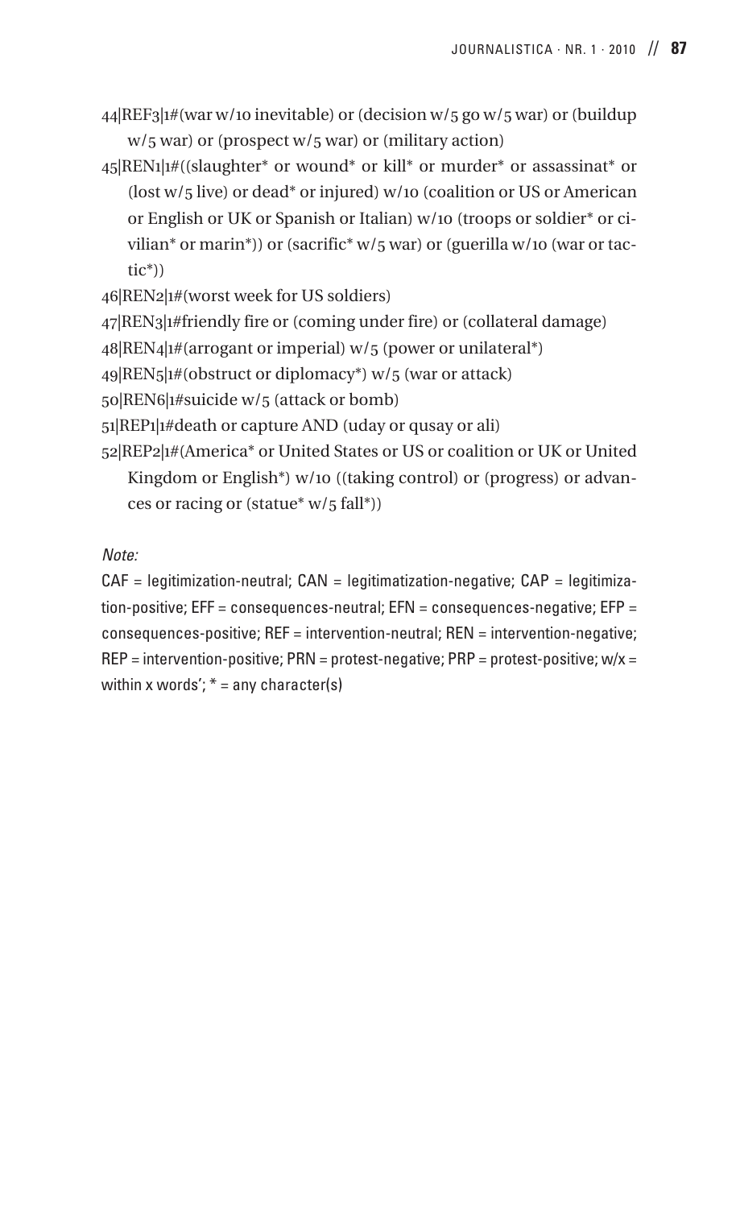44|REF3|1#(war w/10 inevitable) or (decision w/5 go w/5 war) or (buildup w/5 war) or (prospect w/5 war) or (military action)

45|REN1|1#((slaughter* or wound* or kill* or murder* or assassinat* or (lost w/5 live) or dead* or injured) w/10 (coalition or US or American or English or UK or Spanish or Italian) w/10 (troops or soldier* or civilian* or marin*)) or (sacrific* w/5 war) or (guerilla w/10 (war or tactic*))

46|REN2|1#(worst week for US soldiers)

47|REN3|1#friendly fire or (coming under fire) or (collateral damage)

48|REN4|1#(arrogant or imperial) w/5 (power or unilateral*)

49|REN5|1#(obstruct or diplomacy*) w/5 (war or attack)

50|REN6|1#suicide w/5 (attack or bomb)

51|REP1|1#death or capture AND (uday or qusay or ali)

52|REP2|1#(America* or United States or US or coalition or UK or United Kingdom or English*) w/10 ((taking control) or (progress) or advances or racing or (statue* w/5 fall*))

*Note:*

CAF = legitimization-neutral; CAN = legitimatization-negative; CAP = legitimization-positive; EFF = consequences-neutral; EFN = consequences-negative; EFP = consequences-positive; REF = intervention-neutral; REN = intervention-negative; REP = intervention-positive; PRN = protest-negative; PRP = protest-positive; w/x = within x words'; * = any character(s)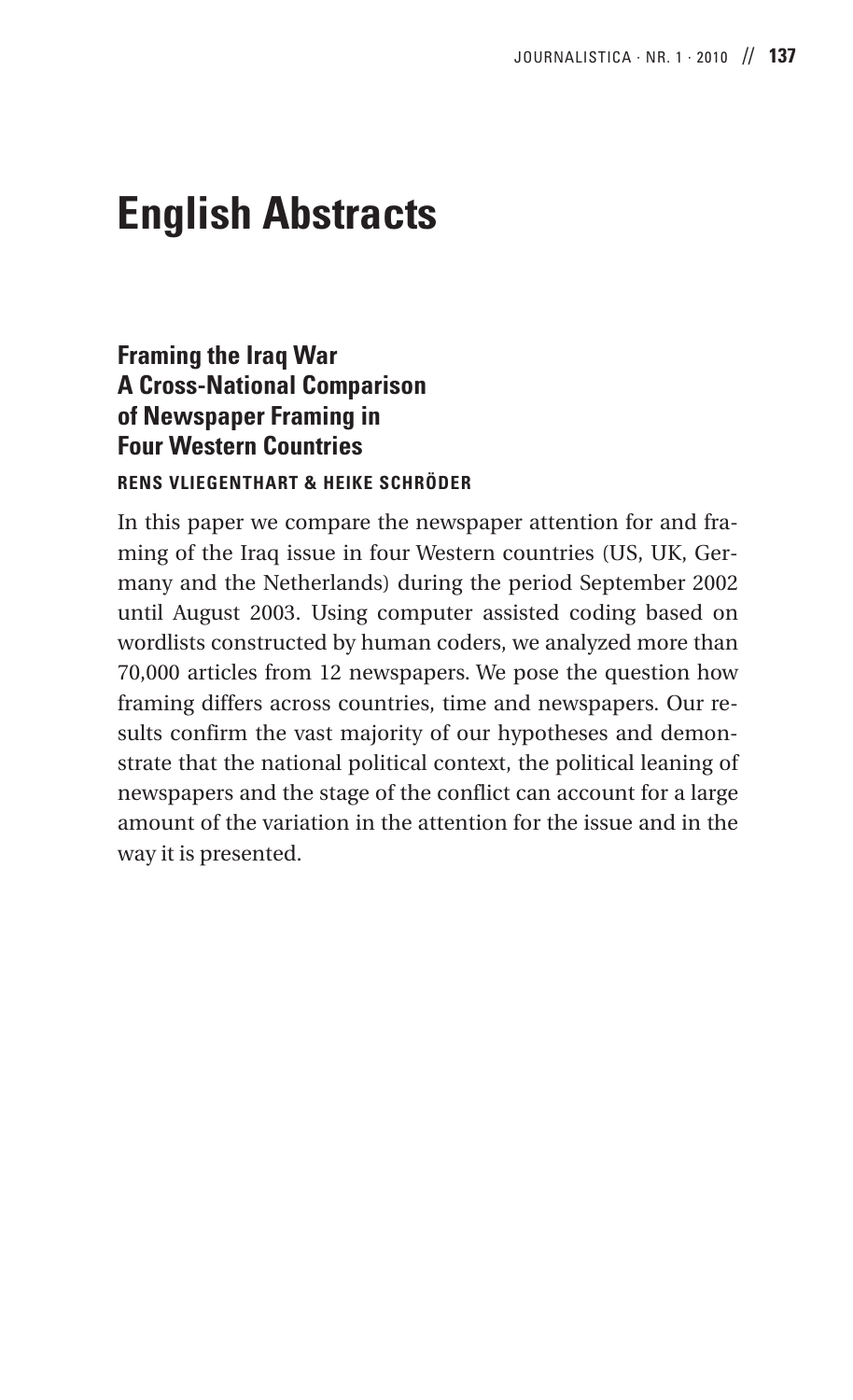# English Abstracts

## Framing the Iraq War
## A Cross-National Comparison of Newspaper Framing in Four Western Countries

**RENS VLIEGENTHART & HEIKE SCHRÖDER**

In this paper we compare the newspaper attention for and framing of the Iraq issue in four Western countries (US, UK, Germany and the Netherlands) during the period September 2002 until August 2003. Using computer assisted coding based on wordlists constructed by human coders, we analyzed more than 70,000 articles from 12 newspapers. We pose the question how framing differs across countries, time and newspapers. Our results confirm the vast majority of our hypotheses and demonstrate that the national political context, the political leaning of newspapers and the stage of the conflict can account for a large amount of the variation in the attention for the issue and in the way it is presented.